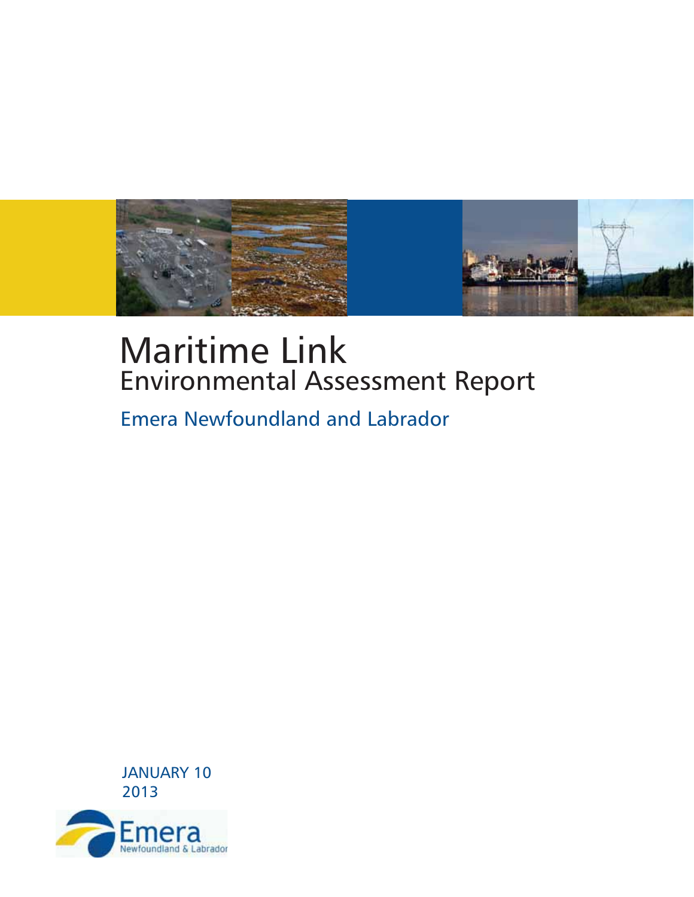# Maritime Link

## Environmental Assessment Report

Emera Newfoundland and Labrador

JANUARY 10
2013

Emera
Newfoundland & Labrador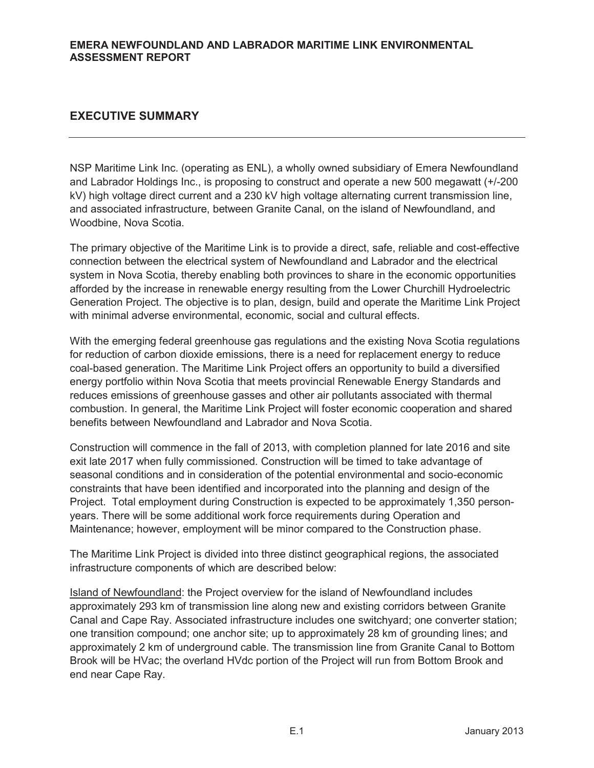## EXECUTIVE SUMMARY

NSP Maritime Link Inc. (operating as ENL), a wholly owned subsidiary of Emera Newfoundland and Labrador Holdings Inc., is proposing to construct and operate a new 500 megawatt (+/-200 kV) high voltage direct current and a 230 kV high voltage alternating current transmission line, and associated infrastructure, between Granite Canal, on the island of Newfoundland, and Woodbine, Nova Scotia.

The primary objective of the Maritime Link is to provide a direct, safe, reliable and cost-effective connection between the electrical system of Newfoundland and Labrador and the electrical system in Nova Scotia, thereby enabling both provinces to share in the economic opportunities afforded by the increase in renewable energy resulting from the Lower Churchill Hydroelectric Generation Project. The objective is to plan, design, build and operate the Maritime Link Project with minimal adverse environmental, economic, social and cultural effects.

With the emerging federal greenhouse gas regulations and the existing Nova Scotia regulations for reduction of carbon dioxide emissions, there is a need for replacement energy to reduce coal-based generation. The Maritime Link Project offers an opportunity to build a diversified energy portfolio within Nova Scotia that meets provincial Renewable Energy Standards and reduces emissions of greenhouse gasses and other air pollutants associated with thermal combustion. In general, the Maritime Link Project will foster economic cooperation and shared benefits between Newfoundland and Labrador and Nova Scotia.

Construction will commence in the fall of 2013, with completion planned for late 2016 and site exit late 2017 when fully commissioned. Construction will be timed to take advantage of seasonal conditions and in consideration of the potential environmental and socio-economic constraints that have been identified and incorporated into the planning and design of the Project. Total employment during Construction is expected to be approximately 1,350 person-years. There will be some additional work force requirements during Operation and Maintenance; however, employment will be minor compared to the Construction phase.

The Maritime Link Project is divided into three distinct geographical regions, the associated infrastructure components of which are described below:

Island of Newfoundland: the Project overview for the island of Newfoundland includes approximately 293 km of transmission line along new and existing corridors between Granite Canal and Cape Ray. Associated infrastructure includes one switchyard; one converter station; one transition compound; one anchor site; up to approximately 28 km of grounding lines; and approximately 2 km of underground cable. The transmission line from Granite Canal to Bottom Brook will be HVac; the overland HVdc portion of the Project will run from Bottom Brook and end near Cape Ray.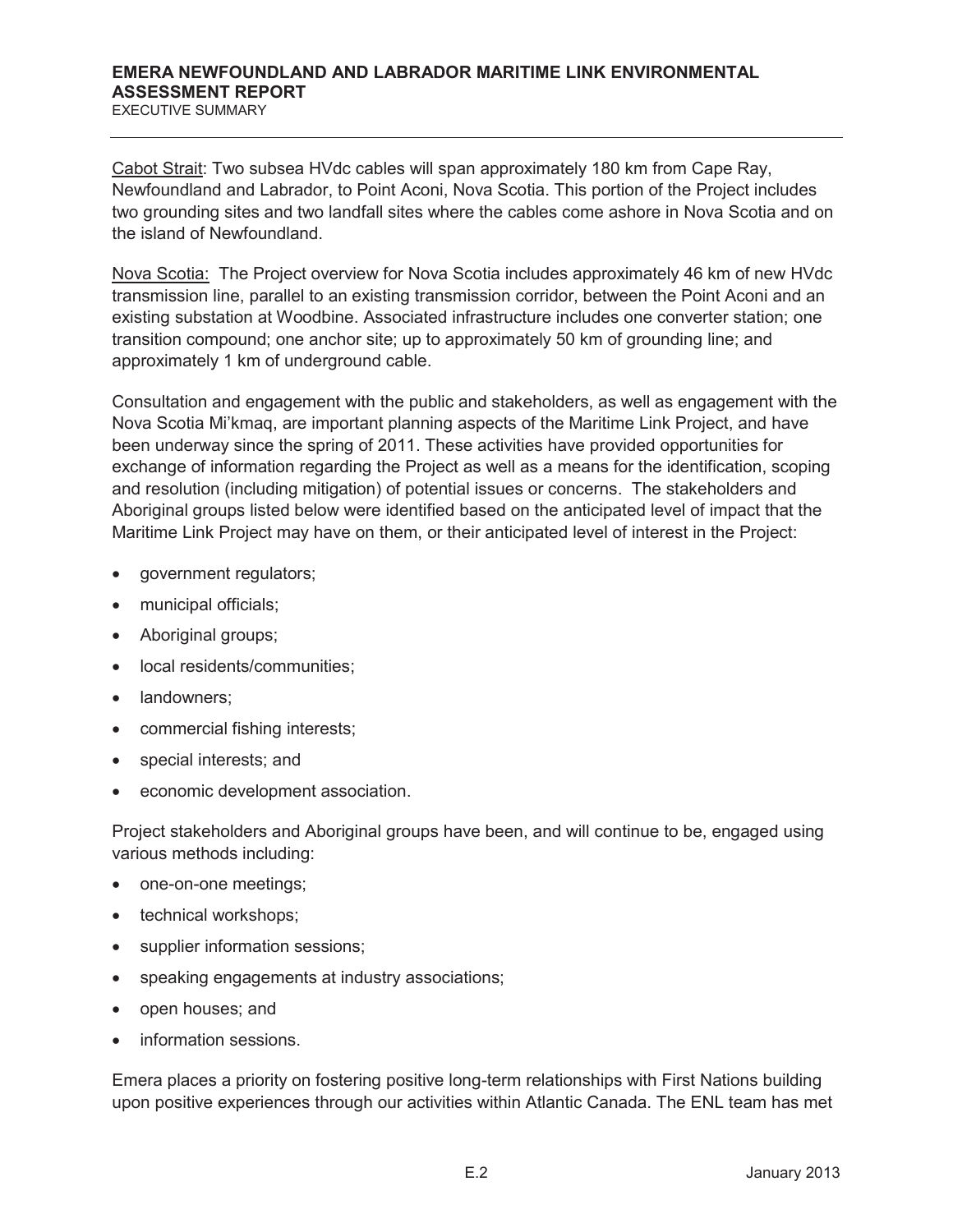Cabot Strait: Two subsea HVdc cables will span approximately 180 km from Cape Ray, Newfoundland and Labrador, to Point Aconi, Nova Scotia. This portion of the Project includes two grounding sites and two landfall sites where the cables come ashore in Nova Scotia and on the island of Newfoundland.

Nova Scotia: The Project overview for Nova Scotia includes approximately 46 km of new HVdc transmission line, parallel to an existing transmission corridor, between the Point Aconi and an existing substation at Woodbine. Associated infrastructure includes one converter station; one transition compound; one anchor site; up to approximately 50 km of grounding line; and approximately 1 km of underground cable.

Consultation and engagement with the public and stakeholders, as well as engagement with the Nova Scotia Mi'kmaq, are important planning aspects of the Maritime Link Project, and have been underway since the spring of 2011. These activities have provided opportunities for exchange of information regarding the Project as well as a means for the identification, scoping and resolution (including mitigation) of potential issues or concerns. The stakeholders and Aboriginal groups listed below were identified based on the anticipated level of impact that the Maritime Link Project may have on them, or their anticipated level of interest in the Project:

- government regulators;
- municipal officials;
- Aboriginal groups;
- local residents/communities;
- landowners;
- commercial fishing interests;
- special interests; and
- economic development association.

Project stakeholders and Aboriginal groups have been, and will continue to be, engaged using various methods including:

- one-on-one meetings;
- technical workshops;
- supplier information sessions;
- speaking engagements at industry associations;
- open houses; and
- information sessions.

Emera places a priority on fostering positive long-term relationships with First Nations building upon positive experiences through our activities within Atlantic Canada. The ENL team has met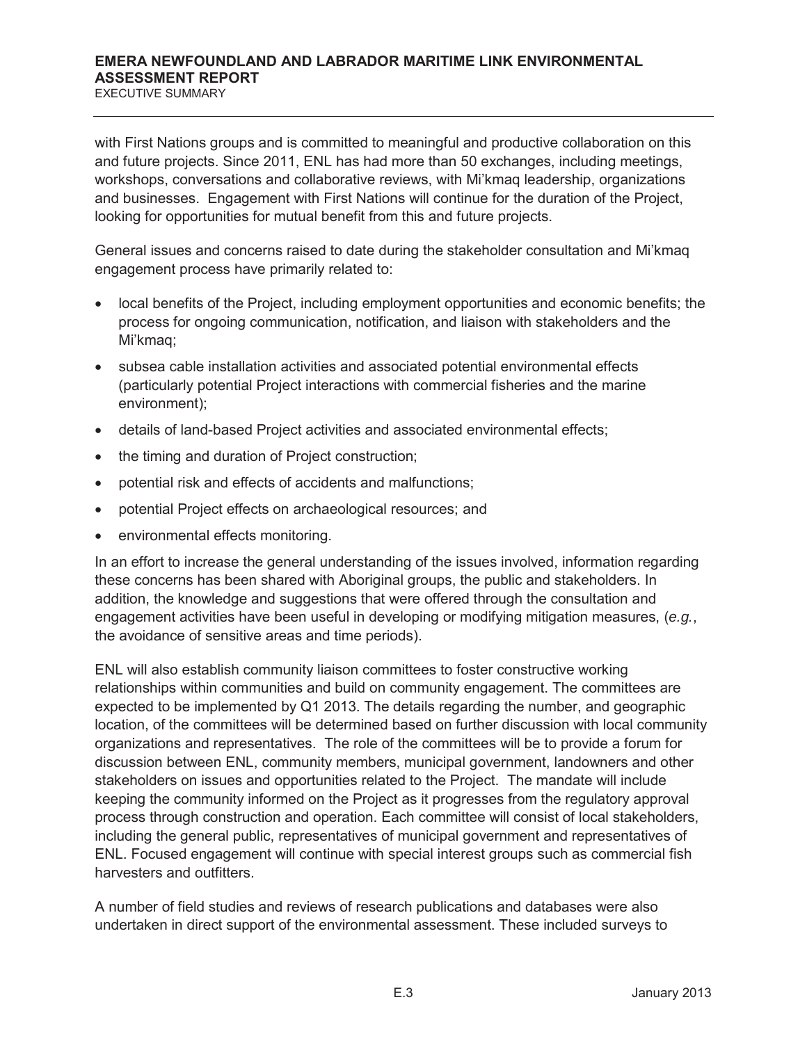with First Nations groups and is committed to meaningful and productive collaboration on this and future projects. Since 2011, ENL has had more than 50 exchanges, including meetings, workshops, conversations and collaborative reviews, with Mi'kmaq leadership, organizations and businesses. Engagement with First Nations will continue for the duration of the Project, looking for opportunities for mutual benefit from this and future projects.

General issues and concerns raised to date during the stakeholder consultation and Mi'kmaq engagement process have primarily related to:

- local benefits of the Project, including employment opportunities and economic benefits; the process for ongoing communication, notification, and liaison with stakeholders and the Mi'kmaq;
- subsea cable installation activities and associated potential environmental effects (particularly potential Project interactions with commercial fisheries and the marine environment);
- details of land-based Project activities and associated environmental effects;
- the timing and duration of Project construction;
- potential risk and effects of accidents and malfunctions;
- potential Project effects on archaeological resources; and
- environmental effects monitoring.

In an effort to increase the general understanding of the issues involved, information regarding these concerns has been shared with Aboriginal groups, the public and stakeholders. In addition, the knowledge and suggestions that were offered through the consultation and engagement activities have been useful in developing or modifying mitigation measures, (*e.g.*, the avoidance of sensitive areas and time periods).

ENL will also establish community liaison committees to foster constructive working relationships within communities and build on community engagement. The committees are expected to be implemented by Q1 2013. The details regarding the number, and geographic location, of the committees will be determined based on further discussion with local community organizations and representatives. The role of the committees will be to provide a forum for discussion between ENL, community members, municipal government, landowners and other stakeholders on issues and opportunities related to the Project. The mandate will include keeping the community informed on the Project as it progresses from the regulatory approval process through construction and operation. Each committee will consist of local stakeholders, including the general public, representatives of municipal government and representatives of ENL. Focused engagement will continue with special interest groups such as commercial fish harvesters and outfitters.

A number of field studies and reviews of research publications and databases were also undertaken in direct support of the environmental assessment. These included surveys to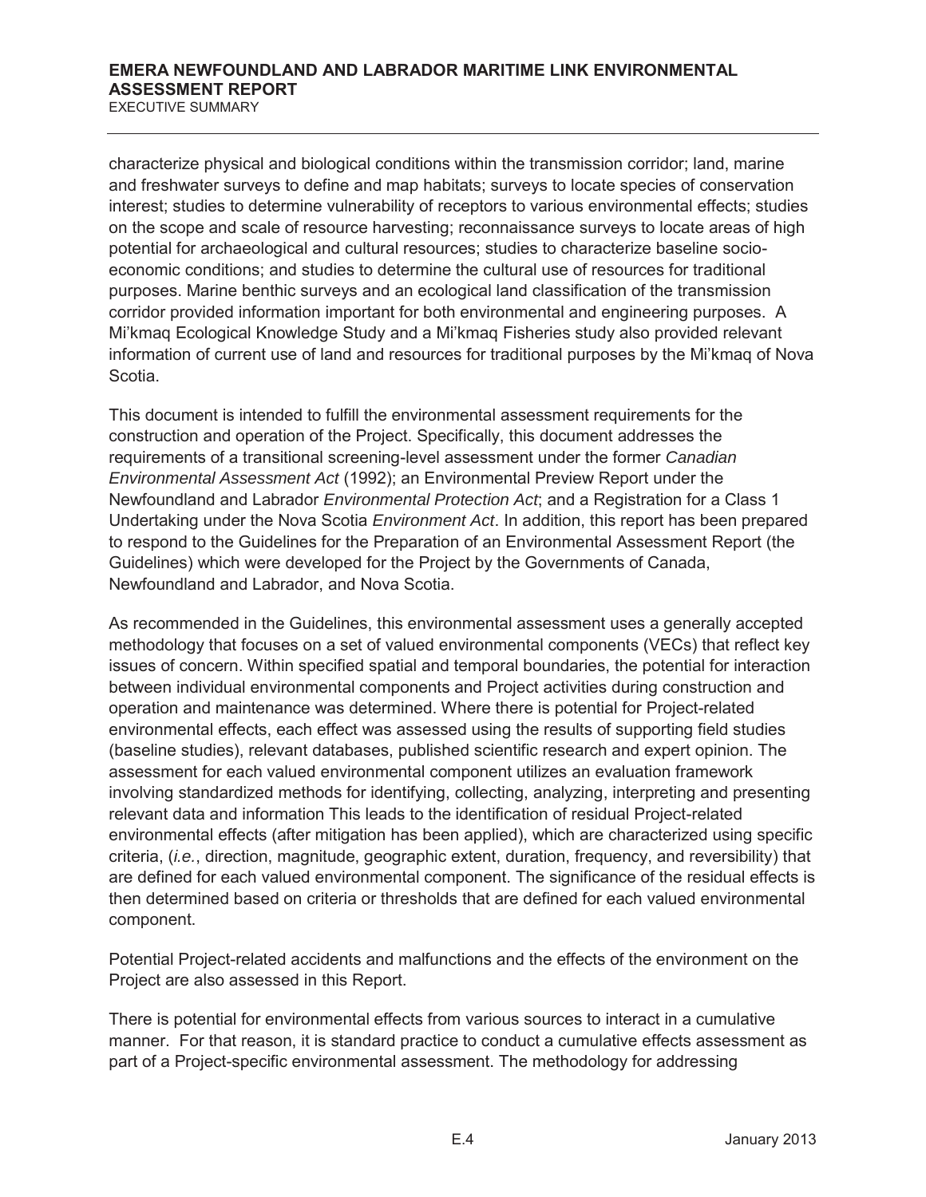characterize physical and biological conditions within the transmission corridor; land, marine and freshwater surveys to define and map habitats; surveys to locate species of conservation interest; studies to determine vulnerability of receptors to various environmental effects; studies on the scope and scale of resource harvesting; reconnaissance surveys to locate areas of high potential for archaeological and cultural resources; studies to characterize baseline socio-economic conditions; and studies to determine the cultural use of resources for traditional purposes. Marine benthic surveys and an ecological land classification of the transmission corridor provided information important for both environmental and engineering purposes. A Mi'kmaq Ecological Knowledge Study and a Mi'kmaq Fisheries study also provided relevant information of current use of land and resources for traditional purposes by the Mi'kmaq of Nova Scotia.

This document is intended to fulfill the environmental assessment requirements for the construction and operation of the Project. Specifically, this document addresses the requirements of a transitional screening-level assessment under the former *Canadian Environmental Assessment Act* (1992); an Environmental Preview Report under the Newfoundland and Labrador *Environmental Protection Act*; and a Registration for a Class 1 Undertaking under the Nova Scotia *Environment Act*. In addition, this report has been prepared to respond to the Guidelines for the Preparation of an Environmental Assessment Report (the Guidelines) which were developed for the Project by the Governments of Canada, Newfoundland and Labrador, and Nova Scotia.

As recommended in the Guidelines, this environmental assessment uses a generally accepted methodology that focuses on a set of valued environmental components (VECs) that reflect key issues of concern. Within specified spatial and temporal boundaries, the potential for interaction between individual environmental components and Project activities during construction and operation and maintenance was determined. Where there is potential for Project-related environmental effects, each effect was assessed using the results of supporting field studies (baseline studies), relevant databases, published scientific research and expert opinion. The assessment for each valued environmental component utilizes an evaluation framework involving standardized methods for identifying, collecting, analyzing, interpreting and presenting relevant data and information This leads to the identification of residual Project-related environmental effects (after mitigation has been applied), which are characterized using specific criteria, (*i.e.*, direction, magnitude, geographic extent, duration, frequency, and reversibility) that are defined for each valued environmental component. The significance of the residual effects is then determined based on criteria or thresholds that are defined for each valued environmental component.

Potential Project-related accidents and malfunctions and the effects of the environment on the Project are also assessed in this Report.

There is potential for environmental effects from various sources to interact in a cumulative manner. For that reason, it is standard practice to conduct a cumulative effects assessment as part of a Project-specific environmental assessment. The methodology for addressing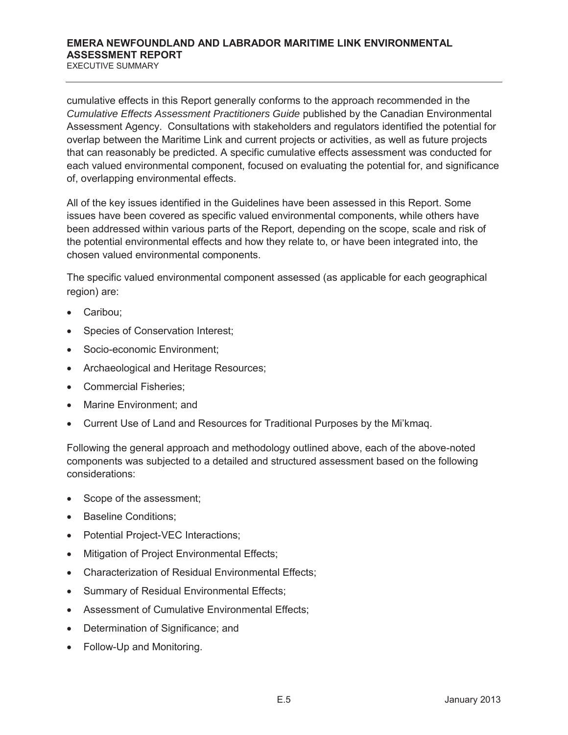cumulative effects in this Report generally conforms to the approach recommended in the *Cumulative Effects Assessment Practitioners Guide* published by the Canadian Environmental Assessment Agency. Consultations with stakeholders and regulators identified the potential for overlap between the Maritime Link and current projects or activities, as well as future projects that can reasonably be predicted. A specific cumulative effects assessment was conducted for each valued environmental component, focused on evaluating the potential for, and significance of, overlapping environmental effects.

All of the key issues identified in the Guidelines have been assessed in this Report. Some issues have been covered as specific valued environmental components, while others have been addressed within various parts of the Report, depending on the scope, scale and risk of the potential environmental effects and how they relate to, or have been integrated into, the chosen valued environmental components.

The specific valued environmental component assessed (as applicable for each geographical region) are:

- Caribou;
- Species of Conservation Interest;
- Socio-economic Environment;
- Archaeological and Heritage Resources;
- Commercial Fisheries;
- Marine Environment; and
- Current Use of Land and Resources for Traditional Purposes by the Mi'kmaq.

Following the general approach and methodology outlined above, each of the above-noted components was subjected to a detailed and structured assessment based on the following considerations:

- Scope of the assessment;
- Baseline Conditions;
- Potential Project-VEC Interactions;
- Mitigation of Project Environmental Effects;
- Characterization of Residual Environmental Effects;
- Summary of Residual Environmental Effects;
- Assessment of Cumulative Environmental Effects;
- Determination of Significance; and
- Follow-Up and Monitoring.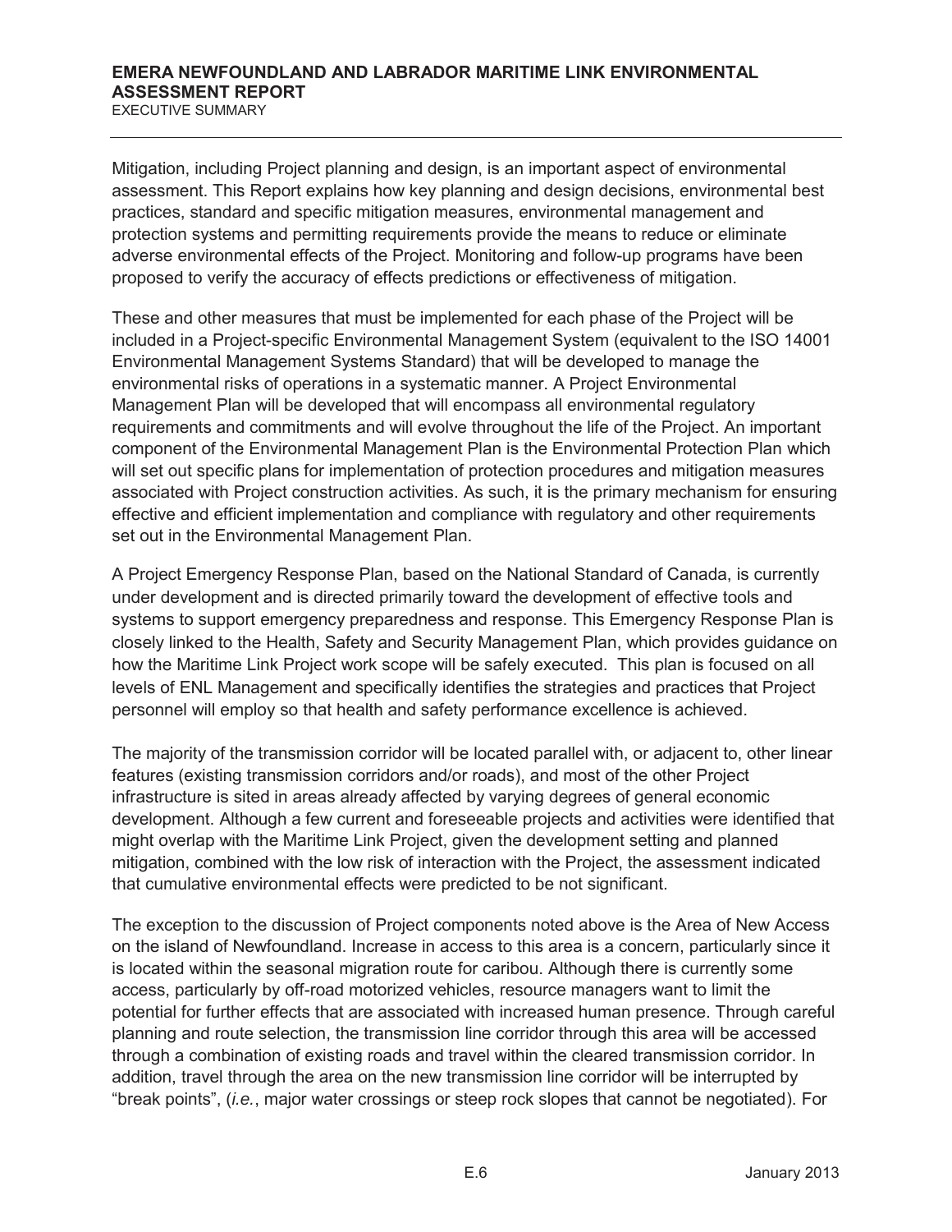Mitigation, including Project planning and design, is an important aspect of environmental assessment. This Report explains how key planning and design decisions, environmental best practices, standard and specific mitigation measures, environmental management and protection systems and permitting requirements provide the means to reduce or eliminate adverse environmental effects of the Project. Monitoring and follow-up programs have been proposed to verify the accuracy of effects predictions or effectiveness of mitigation.

These and other measures that must be implemented for each phase of the Project will be included in a Project-specific Environmental Management System (equivalent to the ISO 14001 Environmental Management Systems Standard) that will be developed to manage the environmental risks of operations in a systematic manner. A Project Environmental Management Plan will be developed that will encompass all environmental regulatory requirements and commitments and will evolve throughout the life of the Project. An important component of the Environmental Management Plan is the Environmental Protection Plan which will set out specific plans for implementation of protection procedures and mitigation measures associated with Project construction activities. As such, it is the primary mechanism for ensuring effective and efficient implementation and compliance with regulatory and other requirements set out in the Environmental Management Plan.

A Project Emergency Response Plan, based on the National Standard of Canada, is currently under development and is directed primarily toward the development of effective tools and systems to support emergency preparedness and response. This Emergency Response Plan is closely linked to the Health, Safety and Security Management Plan, which provides guidance on how the Maritime Link Project work scope will be safely executed. This plan is focused on all levels of ENL Management and specifically identifies the strategies and practices that Project personnel will employ so that health and safety performance excellence is achieved.

The majority of the transmission corridor will be located parallel with, or adjacent to, other linear features (existing transmission corridors and/or roads), and most of the other Project infrastructure is sited in areas already affected by varying degrees of general economic development. Although a few current and foreseeable projects and activities were identified that might overlap with the Maritime Link Project, given the development setting and planned mitigation, combined with the low risk of interaction with the Project, the assessment indicated that cumulative environmental effects were predicted to be not significant.

The exception to the discussion of Project components noted above is the Area of New Access on the island of Newfoundland. Increase in access to this area is a concern, particularly since it is located within the seasonal migration route for caribou. Although there is currently some access, particularly by off-road motorized vehicles, resource managers want to limit the potential for further effects that are associated with increased human presence. Through careful planning and route selection, the transmission line corridor through this area will be accessed through a combination of existing roads and travel within the cleared transmission corridor. In addition, travel through the area on the new transmission line corridor will be interrupted by "break points", (*i.e.*, major water crossings or steep rock slopes that cannot be negotiated). For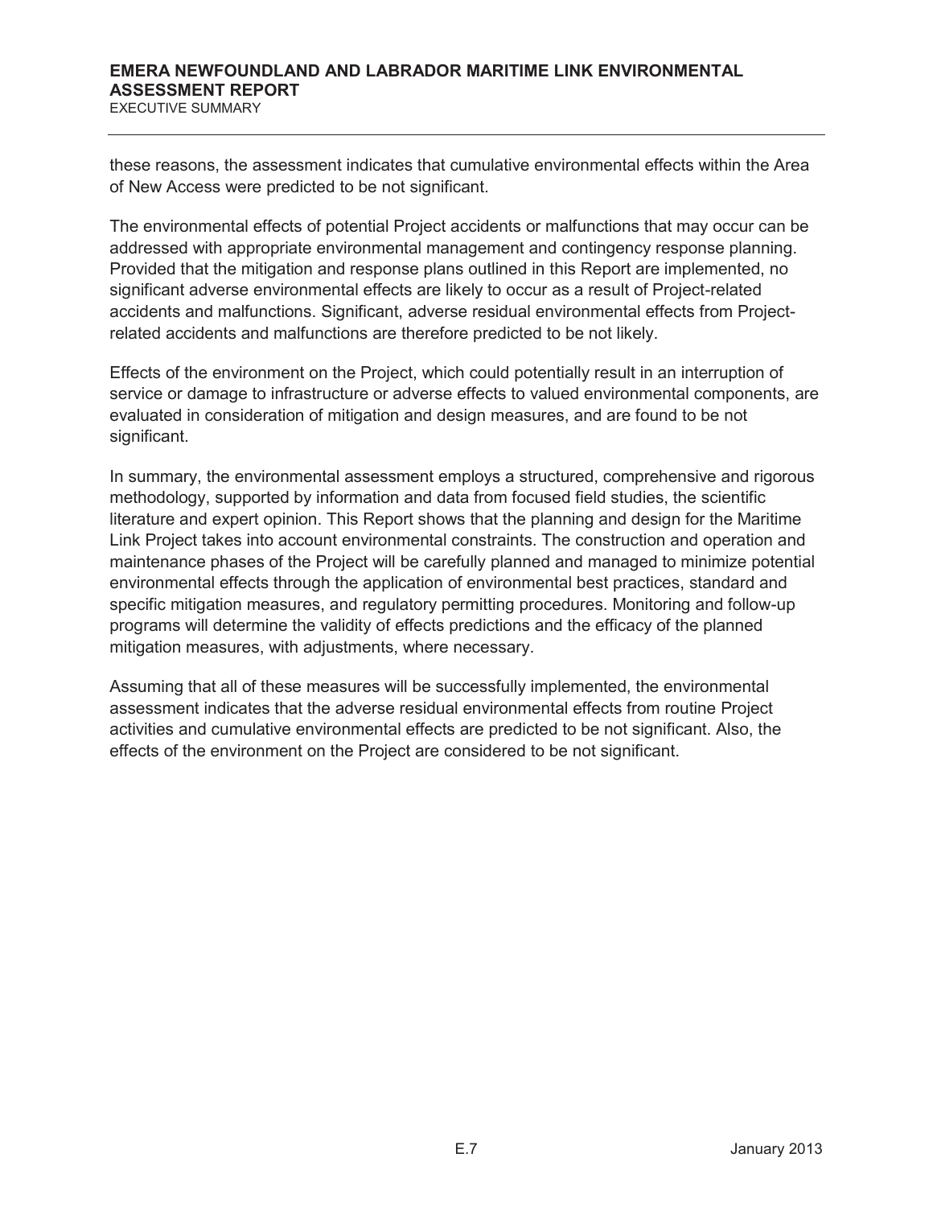these reasons, the assessment indicates that cumulative environmental effects within the Area of New Access were predicted to be not significant.

The environmental effects of potential Project accidents or malfunctions that may occur can be addressed with appropriate environmental management and contingency response planning. Provided that the mitigation and response plans outlined in this Report are implemented, no significant adverse environmental effects are likely to occur as a result of Project-related accidents and malfunctions. Significant, adverse residual environmental effects from Project-related accidents and malfunctions are therefore predicted to be not likely.

Effects of the environment on the Project, which could potentially result in an interruption of service or damage to infrastructure or adverse effects to valued environmental components, are evaluated in consideration of mitigation and design measures, and are found to be not significant.

In summary, the environmental assessment employs a structured, comprehensive and rigorous methodology, supported by information and data from focused field studies, the scientific literature and expert opinion. This Report shows that the planning and design for the Maritime Link Project takes into account environmental constraints. The construction and operation and maintenance phases of the Project will be carefully planned and managed to minimize potential environmental effects through the application of environmental best practices, standard and specific mitigation measures, and regulatory permitting procedures. Monitoring and follow-up programs will determine the validity of effects predictions and the efficacy of the planned mitigation measures, with adjustments, where necessary.

Assuming that all of these measures will be successfully implemented, the environmental assessment indicates that the adverse residual environmental effects from routine Project activities and cumulative environmental effects are predicted to be not significant. Also, the effects of the environment on the Project are considered to be not significant.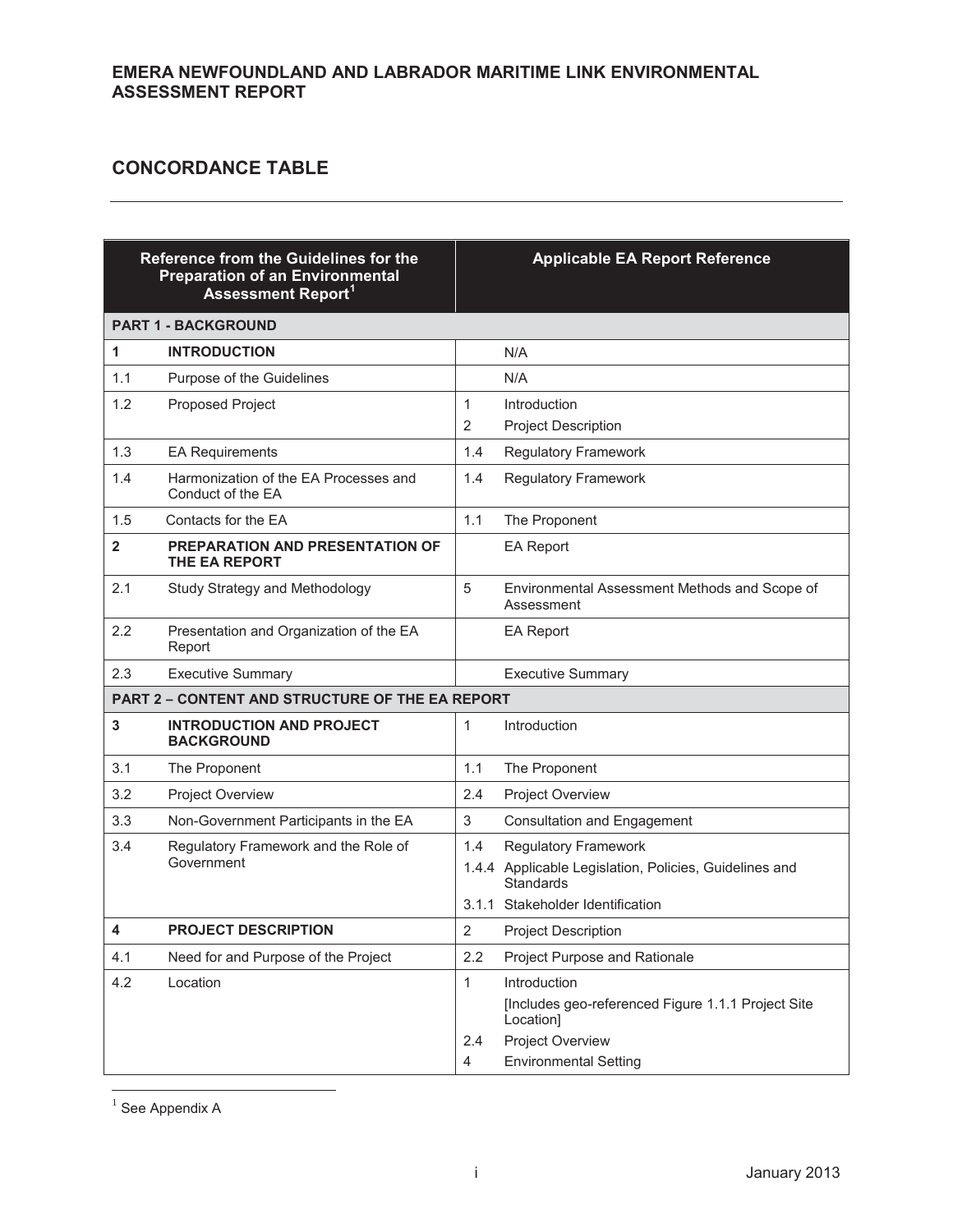## EMERA NEWFOUNDLAND AND LABRADOR MARITIME LINK ENVIRONMENTAL ASSESSMENT REPORT

## CONCORDANCE TABLE

| Reference from the Guidelines for the Preparation of an Environmental Assessment Report[1] | | Applicable EA Report Reference | |
|---|---|---|---|
| **PART 1 - BACKGROUND** | | | |
| **1** | **INTRODUCTION** | | N/A |
| 1.1 | Purpose of the Guidelines | | N/A |
| 1.2 | Proposed Project | 1<br>2 | Introduction<br>Project Description |
| 1.3 | EA Requirements | 1.4 | Regulatory Framework |
| 1.4 | Harmonization of the EA Processes and Conduct of the EA | 1.4 | Regulatory Framework |
| 1.5 | Contacts for the EA | 1.1 | The Proponent |
| **2** | **PREPARATION AND PRESENTATION OF THE EA REPORT** | | EA Report |
| 2.1 | Study Strategy and Methodology | 5 | Environmental Assessment Methods and Scope of Assessment |
| 2.2 | Presentation and Organization of the EA Report | | EA Report |
| 2.3 | Executive Summary | | Executive Summary |
| **PART 2 – CONTENT AND STRUCTURE OF THE EA REPORT** | | | |
| **3** | **INTRODUCTION AND PROJECT BACKGROUND** | 1 | Introduction |
| 3.1 | The Proponent | 1.1 | The Proponent |
| 3.2 | Project Overview | 2.4 | Project Overview |
| 3.3 | Non-Government Participants in the EA | 3 | Consultation and Engagement |
| 3.4 | Regulatory Framework and the Role of Government | 1.4<br>1.4.4<br>3.1.1 | Regulatory Framework<br>Applicable Legislation, Policies, Guidelines and Standards<br>Stakeholder Identification |
| **4** | **PROJECT DESCRIPTION** | 2 | Project Description |
| 4.1 | Need for and Purpose of the Project | 2.2 | Project Purpose and Rationale |
| 4.2 | Location | 1<br><br>2.4<br>4 | Introduction<br>[Includes geo-referenced Figure 1.1.1 Project Site Location]<br>Project Overview<br>Environmental Setting |

[1] See Appendix A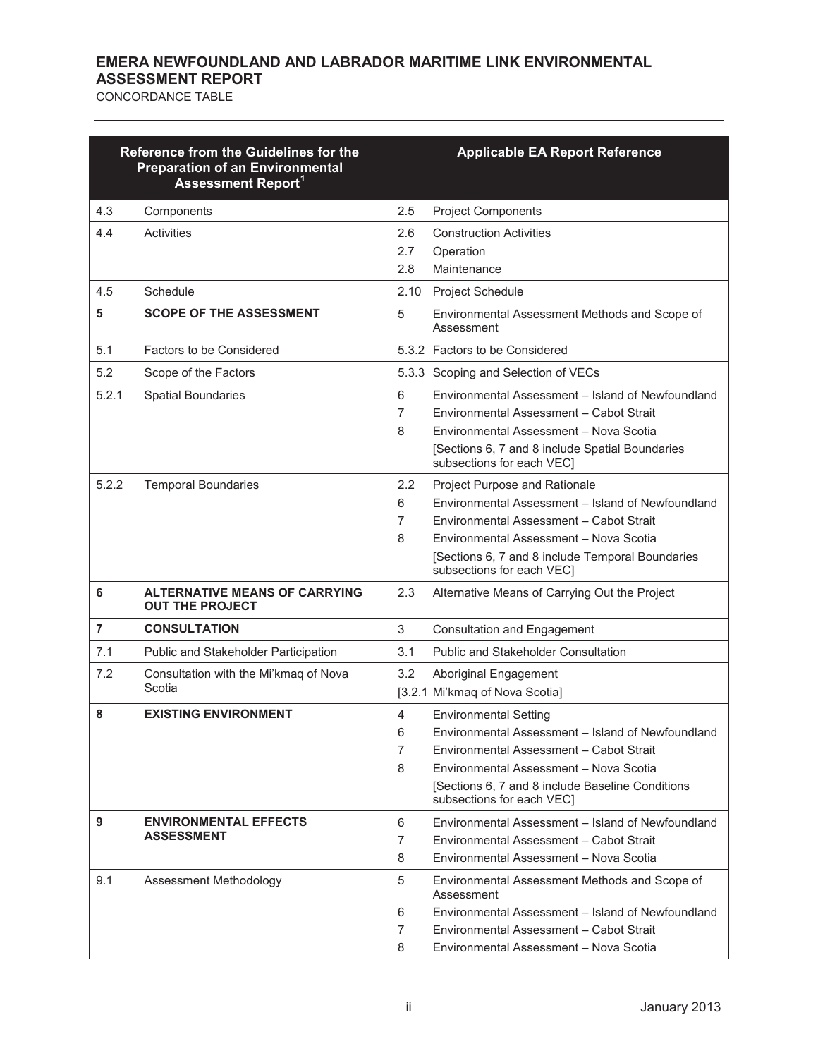# EMERA NEWFOUNDLAND AND LABRADOR MARITIME LINK ENVIRONMENTAL ASSESSMENT REPORT

CONCORDANCE TABLE

| Reference from the Guidelines for the Preparation of an Environmental Assessment Report[1] | | Applicable EA Report Reference | |
|---|---|---|---|
| 4.3 | Components | 2.5 | Project Components |
| 4.4 | Activities | 2.6<br>2.7<br>2.8 | Construction Activities<br>Operation<br>Maintenance |
| 4.5 | Schedule | 2.10 | Project Schedule |
| **5** | **SCOPE OF THE ASSESSMENT** | 5 | Environmental Assessment Methods and Scope of Assessment |
| 5.1 | Factors to be Considered | 5.3.2 | Factors to be Considered |
| 5.2 | Scope of the Factors | 5.3.3 | Scoping and Selection of VECs |
| 5.2.1 | Spatial Boundaries | 6<br>7<br>8 | Environmental Assessment – Island of Newfoundland<br>Environmental Assessment – Cabot Strait<br>Environmental Assessment – Nova Scotia<br>[Sections 6, 7 and 8 include Spatial Boundaries subsections for each VEC] |
| 5.2.2 | Temporal Boundaries | 2.2<br>6<br>7<br>8 | Project Purpose and Rationale<br>Environmental Assessment – Island of Newfoundland<br>Environmental Assessment – Cabot Strait<br>Environmental Assessment – Nova Scotia<br>[Sections 6, 7 and 8 include Temporal Boundaries subsections for each VEC] |
| **6** | **ALTERNATIVE MEANS OF CARRYING OUT THE PROJECT** | 2.3 | Alternative Means of Carrying Out the Project |
| **7** | **CONSULTATION** | 3 | Consultation and Engagement |
| 7.1 | Public and Stakeholder Participation | 3.1 | Public and Stakeholder Consultation |
| 7.2 | Consultation with the Mi'kmaq of Nova Scotia | 3.2<br>[3.2.1 | Aboriginal Engagement<br>Mi'kmaq of Nova Scotia] |
| **8** | **EXISTING ENVIRONMENT** | 4<br>6<br>7<br>8 | Environmental Setting<br>Environmental Assessment – Island of Newfoundland<br>Environmental Assessment – Cabot Strait<br>Environmental Assessment – Nova Scotia<br>[Sections 6, 7 and 8 include Baseline Conditions subsections for each VEC] |
| **9** | **ENVIRONMENTAL EFFECTS ASSESSMENT** | 6<br>7<br>8 | Environmental Assessment – Island of Newfoundland<br>Environmental Assessment – Cabot Strait<br>Environmental Assessment – Nova Scotia |
| 9.1 | Assessment Methodology | 5<br>6<br>7<br>8 | Environmental Assessment Methods and Scope of Assessment<br>Environmental Assessment – Island of Newfoundland<br>Environmental Assessment – Cabot Strait<br>Environmental Assessment – Nova Scotia |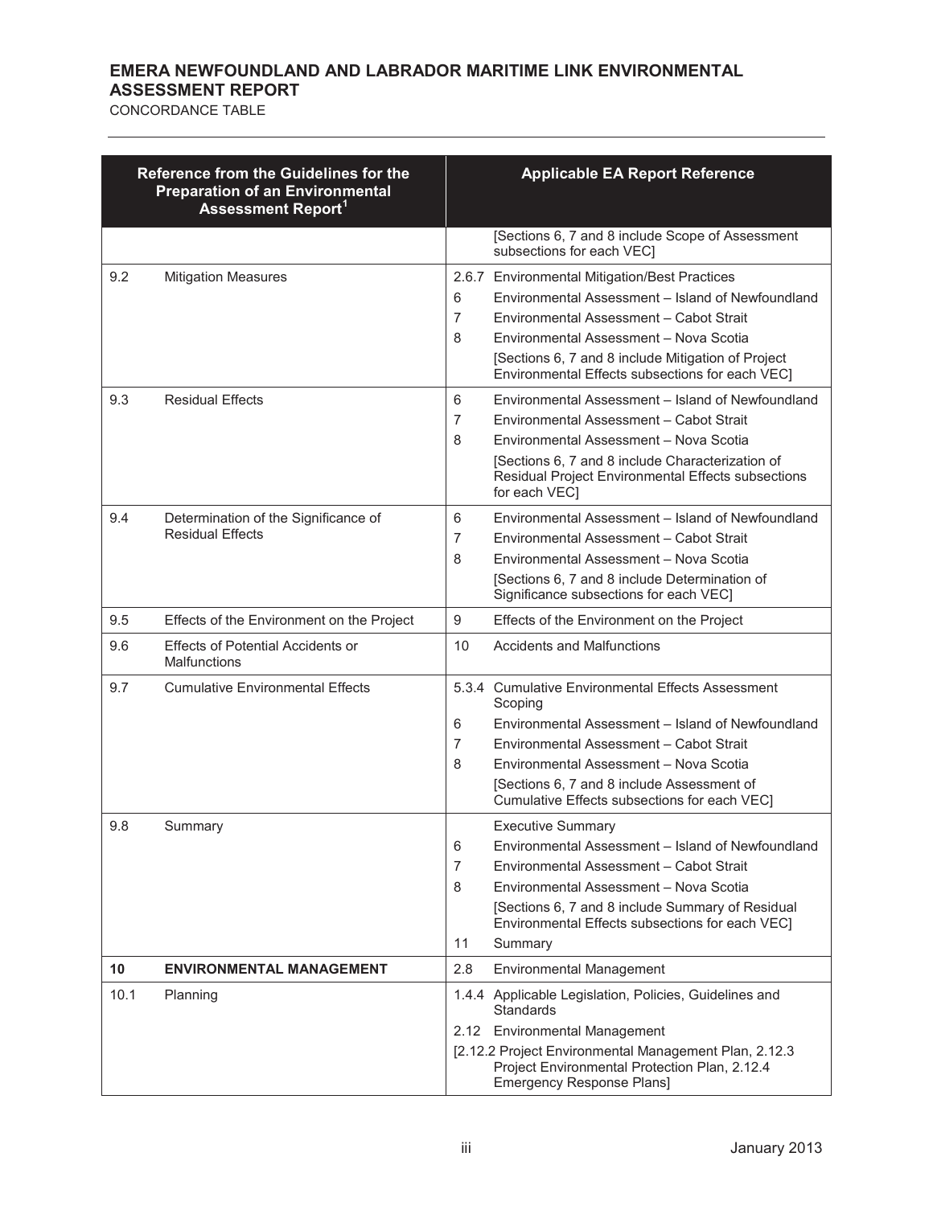| Reference from the Guidelines for the Preparation of an Environmental Assessment Report[1] | | Applicable EA Report Reference | |
|---|---|---|---|
| | | | [Sections 6, 7 and 8 include Scope of Assessment subsections for each VEC] |
| 9.2 | Mitigation Measures | 2.6.7<br>6<br>7<br>8 | Environmental Mitigation/Best Practices<br>Environmental Assessment – Island of Newfoundland<br>Environmental Assessment – Cabot Strait<br>Environmental Assessment – Nova Scotia<br>[Sections 6, 7 and 8 include Mitigation of Project Environmental Effects subsections for each VEC] |
| 9.3 | Residual Effects | 6<br>7<br>8 | Environmental Assessment – Island of Newfoundland<br>Environmental Assessment – Cabot Strait<br>Environmental Assessment – Nova Scotia<br>[Sections 6, 7 and 8 include Characterization of Residual Project Environmental Effects subsections for each VEC] |
| 9.4 | Determination of the Significance of Residual Effects | 6<br>7<br>8 | Environmental Assessment – Island of Newfoundland<br>Environmental Assessment – Cabot Strait<br>Environmental Assessment – Nova Scotia<br>[Sections 6, 7 and 8 include Determination of Significance subsections for each VEC] |
| 9.5 | Effects of the Environment on the Project | 9 | Effects of the Environment on the Project |
| 9.6 | Effects of Potential Accidents or Malfunctions | 10 | Accidents and Malfunctions |
| 9.7 | Cumulative Environmental Effects | 5.3.4<br>6<br>7<br>8 | Cumulative Environmental Effects Assessment Scoping<br>Environmental Assessment – Island of Newfoundland<br>Environmental Assessment – Cabot Strait<br>Environmental Assessment – Nova Scotia<br>[Sections 6, 7 and 8 include Assessment of Cumulative Effects subsections for each VEC] |
| 9.8 | Summary | <br>6<br>7<br>8<br><br>11 | Executive Summary<br>Environmental Assessment – Island of Newfoundland<br>Environmental Assessment – Cabot Strait<br>Environmental Assessment – Nova Scotia<br>[Sections 6, 7 and 8 include Summary of Residual Environmental Effects subsections for each VEC]<br>Summary |
| **10** | **ENVIRONMENTAL MANAGEMENT** | 2.8 | Environmental Management |
| 10.1 | Planning | 1.4.4<br>2.12 | Applicable Legislation, Policies, Guidelines and Standards<br>Environmental Management<br>[2.12.2 Project Environmental Management Plan, 2.12.3 Project Environmental Protection Plan, 2.12.4 Emergency Response Plans] |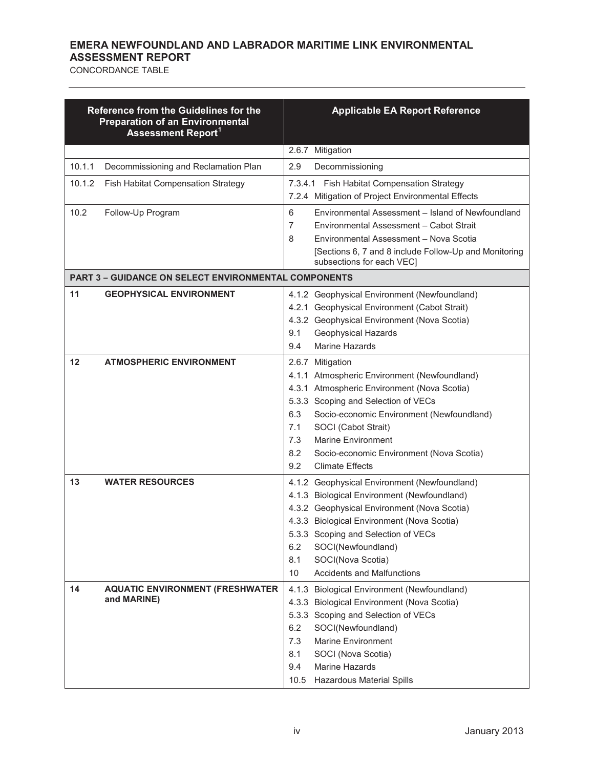| Reference from the Guidelines for the Preparation of an Environmental Assessment Report[1] | | Applicable EA Report Reference |
|---|---|---|
| | | 2.6.7 Mitigation |
| 10.1.1 | Decommissioning and Reclamation Plan | 2.9 Decommissioning |
| 10.1.2 | Fish Habitat Compensation Strategy | 7.3.4.1 Fish Habitat Compensation Strategy<br>7.2.4 Mitigation of Project Environmental Effects |
| 10.2 | Follow-Up Program | 6 Environmental Assessment – Island of Newfoundland<br>7 Environmental Assessment – Cabot Strait<br>8 Environmental Assessment – Nova Scotia<br>[Sections 6, 7 and 8 include Follow-Up and Monitoring subsections for each VEC] |
| **PART 3 – GUIDANCE ON SELECT ENVIRONMENTAL COMPONENTS** | | |
| **11** | **GEOPHYSICAL ENVIRONMENT** | 4.1.2 Geophysical Environment (Newfoundland)<br>4.2.1 Geophysical Environment (Cabot Strait)<br>4.3.2 Geophysical Environment (Nova Scotia)<br>9.1 Geophysical Hazards<br>9.4 Marine Hazards |
| **12** | **ATMOSPHERIC ENVIRONMENT** | 2.6.7 Mitigation<br>4.1.1 Atmospheric Environment (Newfoundland)<br>4.3.1 Atmospheric Environment (Nova Scotia)<br>5.3.3 Scoping and Selection of VECs<br>6.3 Socio-economic Environment (Newfoundland)<br>7.1 SOCI (Cabot Strait)<br>7.3 Marine Environment<br>8.2 Socio-economic Environment (Nova Scotia)<br>9.2 Climate Effects |
| **13** | **WATER RESOURCES** | 4.1.2 Geophysical Environment (Newfoundland)<br>4.1.3 Biological Environment (Newfoundland)<br>4.3.2 Geophysical Environment (Nova Scotia)<br>4.3.3 Biological Environment (Nova Scotia)<br>5.3.3 Scoping and Selection of VECs<br>6.2 SOCI(Newfoundland)<br>8.1 SOCI(Nova Scotia)<br>10 Accidents and Malfunctions |
| **14** | **AQUATIC ENVIRONMENT (FRESHWATER and MARINE)** | 4.1.3 Biological Environment (Newfoundland)<br>4.3.3 Biological Environment (Nova Scotia)<br>5.3.3 Scoping and Selection of VECs<br>6.2 SOCI(Newfoundland)<br>7.3 Marine Environment<br>8.1 SOCI (Nova Scotia)<br>9.4 Marine Hazards<br>10.5 Hazardous Material Spills |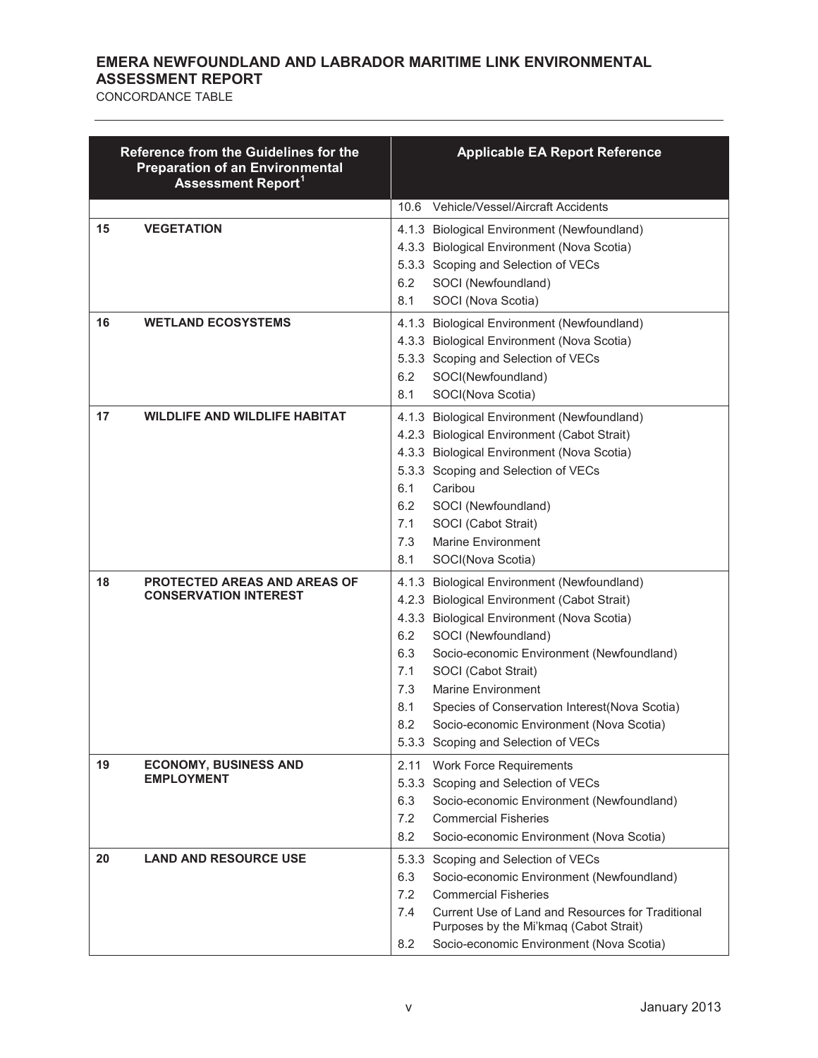| Reference from the Guidelines for the Preparation of an Environmental Assessment Report[1] | | Applicable EA Report Reference |
|---|---|---|
| | | 10.6 Vehicle/Vessel/Aircraft Accidents |
| **15** | **VEGETATION** | 4.1.3 Biological Environment (Newfoundland)<br>4.3.3 Biological Environment (Nova Scotia)<br>5.3.3 Scoping and Selection of VECs<br>6.2 SOCI (Newfoundland)<br>8.1 SOCI (Nova Scotia) |
| **16** | **WETLAND ECOSYSTEMS** | 4.1.3 Biological Environment (Newfoundland)<br>4.3.3 Biological Environment (Nova Scotia)<br>5.3.3 Scoping and Selection of VECs<br>6.2 SOCI(Newfoundland)<br>8.1 SOCI(Nova Scotia) |
| **17** | **WILDLIFE AND WILDLIFE HABITAT** | 4.1.3 Biological Environment (Newfoundland)<br>4.2.3 Biological Environment (Cabot Strait)<br>4.3.3 Biological Environment (Nova Scotia)<br>5.3.3 Scoping and Selection of VECs<br>6.1 Caribou<br>6.2 SOCI (Newfoundland)<br>7.1 SOCI (Cabot Strait)<br>7.3 Marine Environment<br>8.1 SOCI(Nova Scotia) |
| **18** | **PROTECTED AREAS AND AREAS OF CONSERVATION INTEREST** | 4.1.3 Biological Environment (Newfoundland)<br>4.2.3 Biological Environment (Cabot Strait)<br>4.3.3 Biological Environment (Nova Scotia)<br>6.2 SOCI (Newfoundland)<br>6.3 Socio-economic Environment (Newfoundland)<br>7.1 SOCI (Cabot Strait)<br>7.3 Marine Environment<br>8.1 Species of Conservation Interest(Nova Scotia)<br>8.2 Socio-economic Environment (Nova Scotia)<br>5.3.3 Scoping and Selection of VECs |
| **19** | **ECONOMY, BUSINESS AND EMPLOYMENT** | 2.11 Work Force Requirements<br>5.3.3 Scoping and Selection of VECs<br>6.3 Socio-economic Environment (Newfoundland)<br>7.2 Commercial Fisheries<br>8.2 Socio-economic Environment (Nova Scotia) |
| **20** | **LAND AND RESOURCE USE** | 5.3.3 Scoping and Selection of VECs<br>6.3 Socio-economic Environment (Newfoundland)<br>7.2 Commercial Fisheries<br>7.4 Current Use of Land and Resources for Traditional Purposes by the Mi'kmaq (Cabot Strait)<br>8.2 Socio-economic Environment (Nova Scotia) |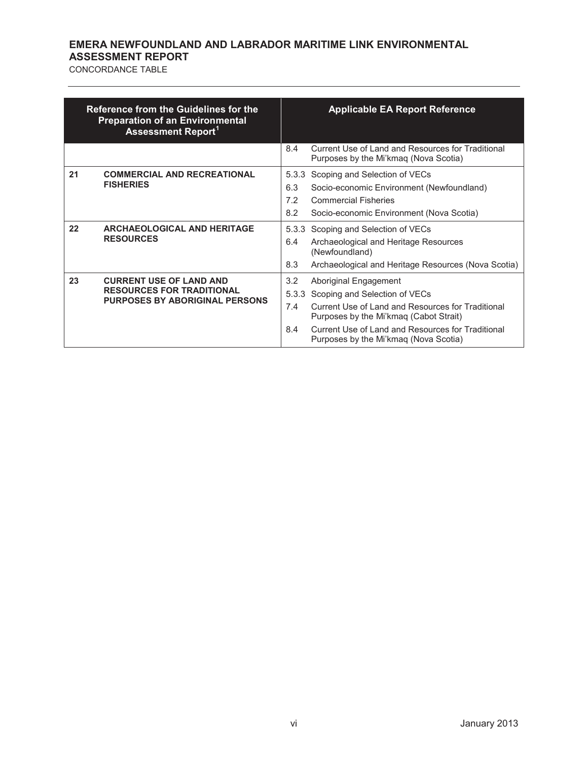| Reference from the Guidelines for the Preparation of an Environmental Assessment Report[1] | | Applicable EA Report Reference | |
|---|---|---|---|
| | | 8.4 | Current Use of Land and Resources for Traditional Purposes by the Mi'kmaq (Nova Scotia) |
| **21** | **COMMERCIAL AND RECREATIONAL FISHERIES** | 5.3.3 | Scoping and Selection of VECs |
| | | 6.3 | Socio-economic Environment (Newfoundland) |
| | | 7.2 | Commercial Fisheries |
| | | 8.2 | Socio-economic Environment (Nova Scotia) |
| **22** | **ARCHAEOLOGICAL AND HERITAGE RESOURCES** | 5.3.3 | Scoping and Selection of VECs |
| | | 6.4 | Archaeological and Heritage Resources (Newfoundland) |
| | | 8.3 | Archaeological and Heritage Resources (Nova Scotia) |
| **23** | **CURRENT USE OF LAND AND RESOURCES FOR TRADITIONAL PURPOSES BY ABORIGINAL PERSONS** | 3.2 | Aboriginal Engagement |
| | | 5.3.3 | Scoping and Selection of VECs |
| | | 7.4 | Current Use of Land and Resources for Traditional Purposes by the Mi'kmaq (Cabot Strait) |
| | | 8.4 | Current Use of Land and Resources for Traditional Purposes by the Mi'kmaq (Nova Scotia) |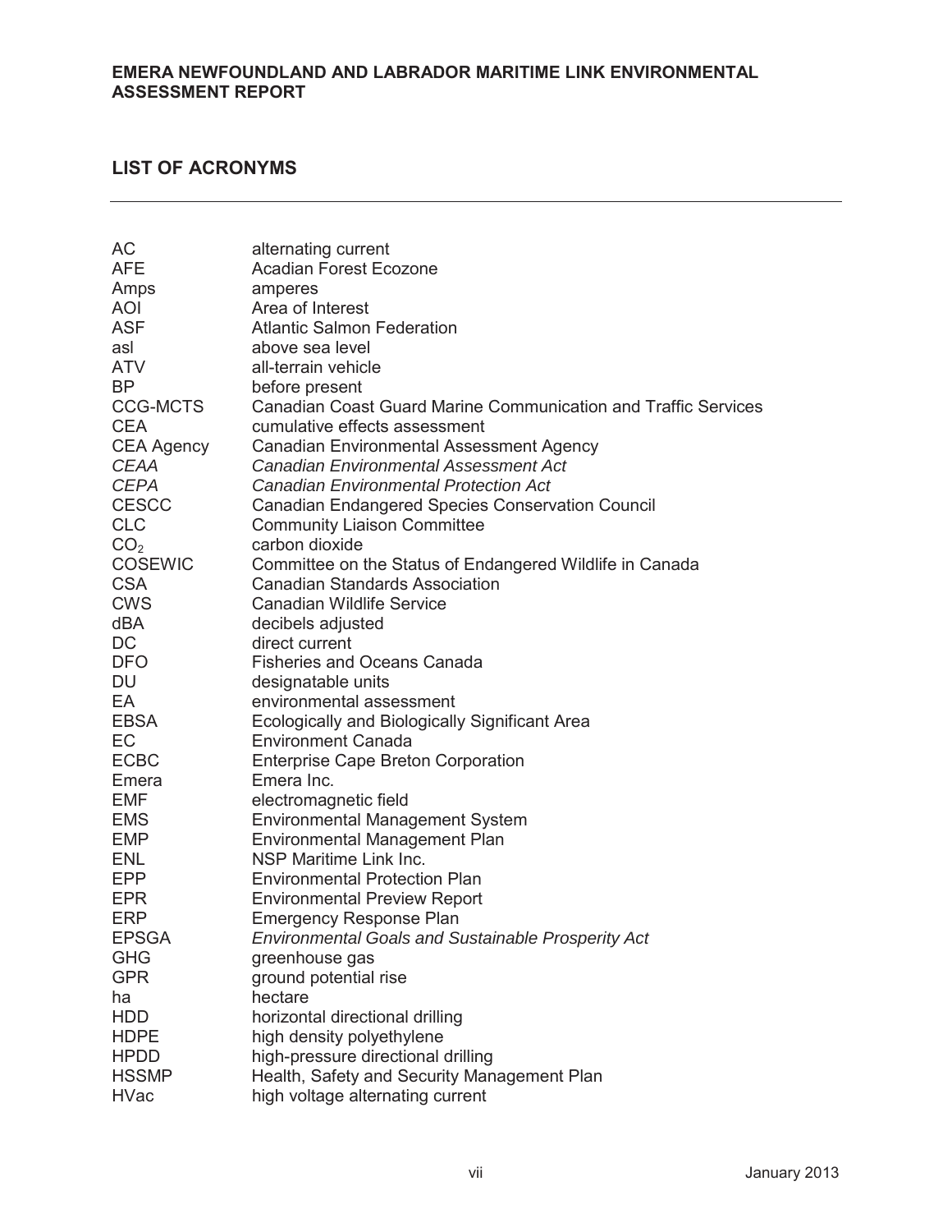## LIST OF ACRONYMS

| | |
|---|---|
| AC | alternating current |
| AFE | Acadian Forest Ecozone |
| Amps | amperes |
| AOI | Area of Interest |
| ASF | Atlantic Salmon Federation |
| asl | above sea level |
| ATV | all-terrain vehicle |
| BP | before present |
| CCG-MCTS | Canadian Coast Guard Marine Communication and Traffic Services |
| CEA | cumulative effects assessment |
| CEA Agency | Canadian Environmental Assessment Agency |
| *CEAA* | *Canadian Environmental Assessment Act* |
| *CEPA* | *Canadian Environmental Protection Act* |
| CESCC | Canadian Endangered Species Conservation Council |
| CLC | Community Liaison Committee |
| $CO_2$ | carbon dioxide |
| COSEWIC | Committee on the Status of Endangered Wildlife in Canada |
| CSA | Canadian Standards Association |
| CWS | Canadian Wildlife Service |
| dBA | decibels adjusted |
| DC | direct current |
| DFO | Fisheries and Oceans Canada |
| DU | designatable units |
| EA | environmental assessment |
| EBSA | Ecologically and Biologically Significant Area |
| EC | Environment Canada |
| ECBC | Enterprise Cape Breton Corporation |
| Emera | Emera Inc. |
| EMF | electromagnetic field |
| EMS | Environmental Management System |
| EMP | Environmental Management Plan |
| ENL | NSP Maritime Link Inc. |
| EPP | Environmental Protection Plan |
| EPR | Environmental Preview Report |
| ERP | Emergency Response Plan |
| EPSGA | *Environmental Goals and Sustainable Prosperity Act* |
| GHG | greenhouse gas |
| GPR | ground potential rise |
| ha | hectare |
| HDD | horizontal directional drilling |
| HDPE | high density polyethylene |
| HPDD | high-pressure directional drilling |
| HSSMP | Health, Safety and Security Management Plan |
| HVac | high voltage alternating current |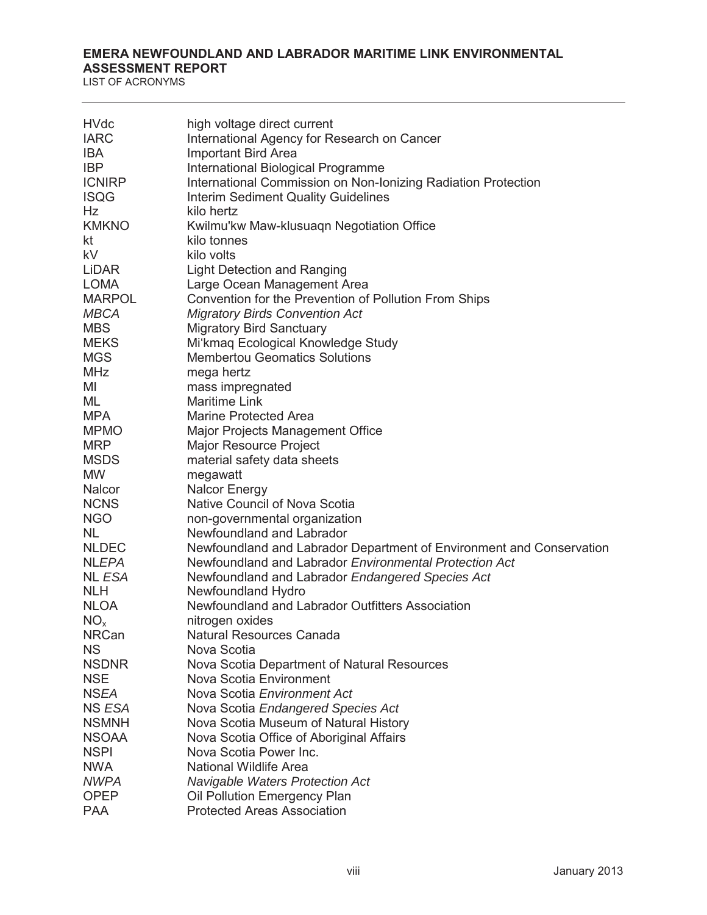| | |
|---|---|
| HVdc | high voltage direct current |
| IARC | International Agency for Research on Cancer |
| IBA | Important Bird Area |
| IBP | International Biological Programme |
| ICNIRP | International Commission on Non-Ionizing Radiation Protection |
| ISQG | Interim Sediment Quality Guidelines |
| Hz | kilo hertz |
| KMKNO | Kwilmu'kw Maw-klusuaqn Negotiation Office |
| kt | kilo tonnes |
| kV | kilo volts |
| LiDAR | Light Detection and Ranging |
| LOMA | Large Ocean Management Area |
| MARPOL | Convention for the Prevention of Pollution From Ships |
| *MBCA* | *Migratory Birds Convention Act* |
| MBS | Migratory Bird Sanctuary |
| MEKS | Mi'kmaq Ecological Knowledge Study |
| MGS | Membertou Geomatics Solutions |
| MHz | mega hertz |
| MI | mass impregnated |
| ML | Maritime Link |
| MPA | Marine Protected Area |
| MPMO | Major Projects Management Office |
| MRP | Major Resource Project |
| MSDS | material safety data sheets |
| MW | megawatt |
| Nalcor | Nalcor Energy |
| NCNS | Native Council of Nova Scotia |
| NGO | non-governmental organization |
| NL | Newfoundland and Labrador |
| NLDEC | Newfoundland and Labrador Department of Environment and Conservation |
| NL*EPA* | Newfoundland and Labrador *Environmental Protection Act* |
| NL *ESA* | Newfoundland and Labrador *Endangered Species Act* |
| NLH | Newfoundland Hydro |
| NLOA | Newfoundland and Labrador Outfitters Association |
| $NO_x$ | nitrogen oxides |
| NRCan | Natural Resources Canada |
| NS | Nova Scotia |
| NSDNR | Nova Scotia Department of Natural Resources |
| NSE | Nova Scotia Environment |
| NS*EA* | Nova Scotia *Environment Act* |
| NS *ESA* | Nova Scotia *Endangered Species Act* |
| NSMNH | Nova Scotia Museum of Natural History |
| NSOAA | Nova Scotia Office of Aboriginal Affairs |
| NSPI | Nova Scotia Power Inc. |
| NWA | National Wildlife Area |
| *NWPA* | *Navigable Waters Protection Act* |
| OPEP | Oil Pollution Emergency Plan |
| PAA | Protected Areas Association |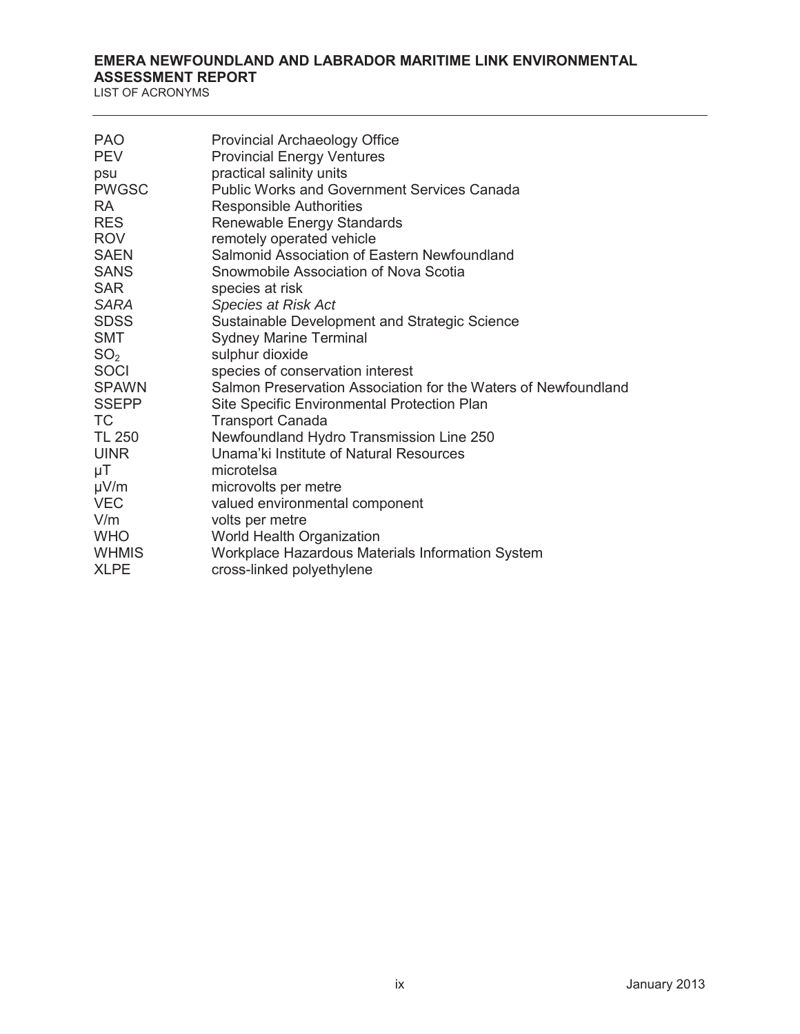| | |
|---|---|
| PAO | Provincial Archaeology Office |
| PEV | Provincial Energy Ventures |
| psu | practical salinity units |
| PWGSC | Public Works and Government Services Canada |
| RA | Responsible Authorities |
| RES | Renewable Energy Standards |
| ROV | remotely operated vehicle |
| SAEN | Salmonid Association of Eastern Newfoundland |
| SANS | Snowmobile Association of Nova Scotia |
| SAR | species at risk |
| *SARA* | *Species at Risk Act* |
| SDSS | Sustainable Development and Strategic Science |
| SMT | Sydney Marine Terminal |
| $SO_2$ | sulphur dioxide |
| SOCI | species of conservation interest |
| SPAWN | Salmon Preservation Association for the Waters of Newfoundland |
| SSEPP | Site Specific Environmental Protection Plan |
| TC | Transport Canada |
| TL 250 | Newfoundland Hydro Transmission Line 250 |
| UINR | Unama'ki Institute of Natural Resources |
| μT | microtelsa |
| μV/m | microvolts per metre |
| VEC | valued environmental component |
| V/m | volts per metre |
| WHO | World Health Organization |
| WHMIS | Workplace Hazardous Materials Information System |
| XLPE | cross-linked polyethylene |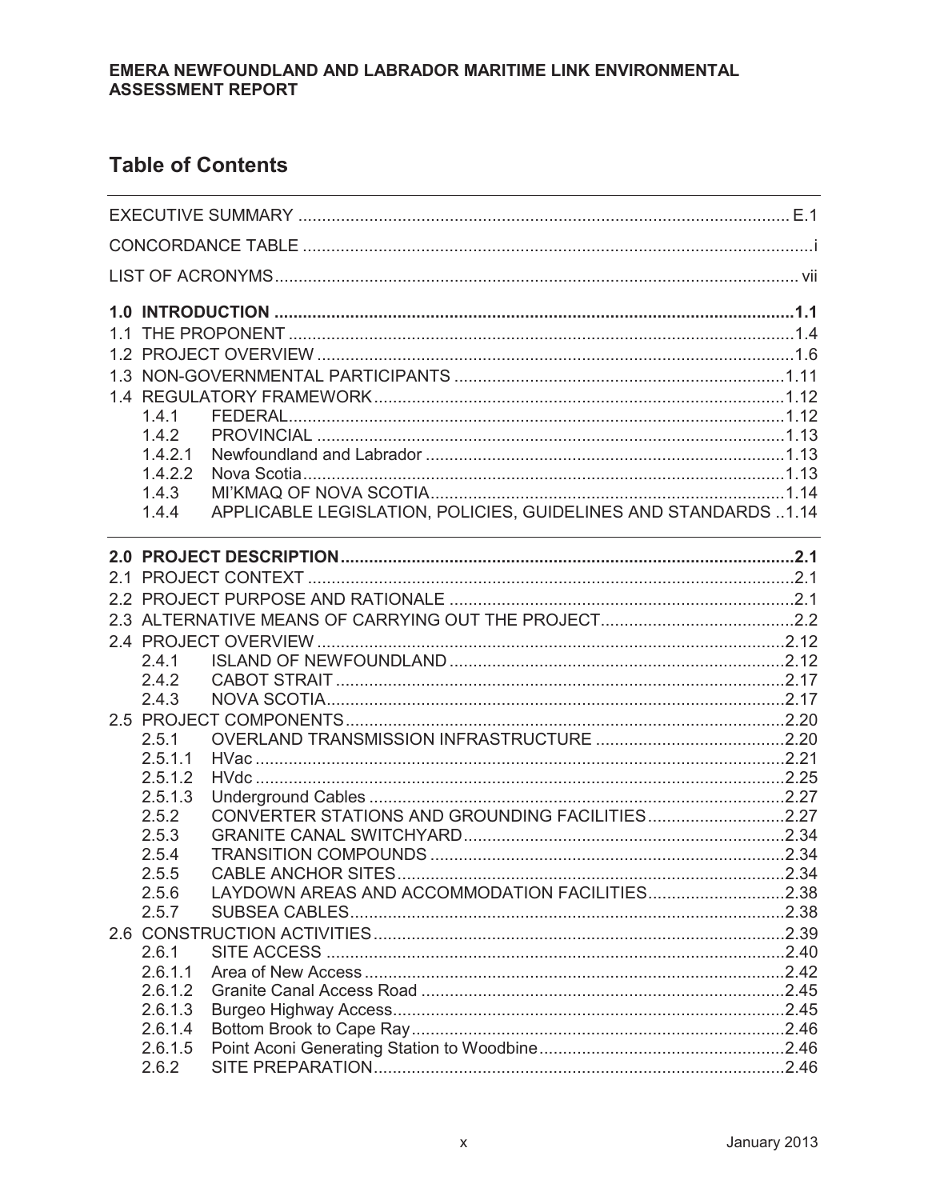# Table of Contents

| | | |
|---|---|---|
| EXECUTIVE SUMMARY | | E.1 |
| CONCORDANCE TABLE | | i |
| LIST OF ACRONYMS | | vii |
| **1.0 INTRODUCTION** | | **1.1** |
| 1.1 THE PROPONENT | | 1.4 |
| 1.2 PROJECT OVERVIEW | | 1.6 |
| 1.3 NON-GOVERNMENTAL PARTICIPANTS | | 1.11 |
| 1.4 REGULATORY FRAMEWORK | | 1.12 |
| 1.4.1 | FEDERAL | 1.12 |
| 1.4.2 | PROVINCIAL | 1.13 |
| 1.4.2.1 | Newfoundland and Labrador | 1.13 |
| 1.4.2.2 | Nova Scotia | 1.13 |
| 1.4.3 | MI'KMAQ OF NOVA SCOTIA | 1.14 |
| 1.4.4 | APPLICABLE LEGISLATION, POLICIES, GUIDELINES AND STANDARDS | 1.14 |
| **2.0 PROJECT DESCRIPTION** | | **2.1** |
| 2.1 PROJECT CONTEXT | | 2.1 |
| 2.2 PROJECT PURPOSE AND RATIONALE | | 2.1 |
| 2.3 ALTERNATIVE MEANS OF CARRYING OUT THE PROJECT | | 2.2 |
| 2.4 PROJECT OVERVIEW | | 2.12 |
| 2.4.1 | ISLAND OF NEWFOUNDLAND | 2.12 |
| 2.4.2 | CABOT STRAIT | 2.17 |
| 2.4.3 | NOVA SCOTIA | 2.17 |
| 2.5 PROJECT COMPONENTS | | 2.20 |
| 2.5.1 | OVERLAND TRANSMISSION INFRASTRUCTURE | 2.20 |
| 2.5.1.1 | HVac | 2.21 |
| 2.5.1.2 | HVdc | 2.25 |
| 2.5.1.3 | Underground Cables | 2.27 |
| 2.5.2 | CONVERTER STATIONS AND GROUNDING FACILITIES | 2.27 |
| 2.5.3 | GRANITE CANAL SWITCHYARD | 2.34 |
| 2.5.4 | TRANSITION COMPOUNDS | 2.34 |
| 2.5.5 | CABLE ANCHOR SITES | 2.34 |
| 2.5.6 | LAYDOWN AREAS AND ACCOMMODATION FACILITIES | 2.38 |
| 2.5.7 | SUBSEA CABLES | 2.38 |
| 2.6 CONSTRUCTION ACTIVITIES | | 2.39 |
| 2.6.1 | SITE ACCESS | 2.40 |
| 2.6.1.1 | Area of New Access | 2.42 |
| 2.6.1.2 | Granite Canal Access Road | 2.45 |
| 2.6.1.3 | Burgeo Highway Access | 2.45 |
| 2.6.1.4 | Bottom Brook to Cape Ray | 2.46 |
| 2.6.1.5 | Point Aconi Generating Station to Woodbine | 2.46 |
| 2.6.2 | SITE PREPARATION | 2.46 |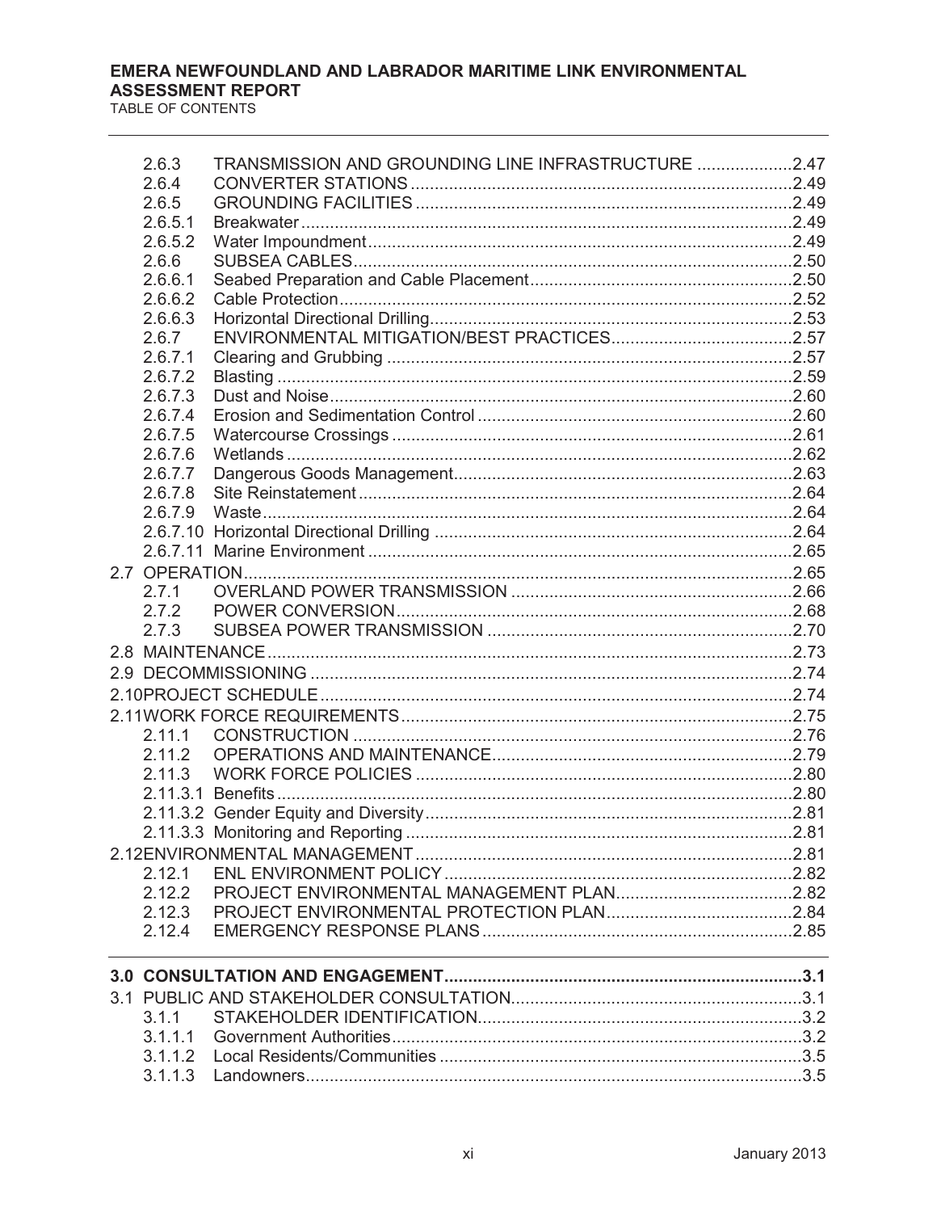| | | |
|---|---|---|
| 2.6.3 | TRANSMISSION AND GROUNDING LINE INFRASTRUCTURE | 2.47 |
| 2.6.4 | CONVERTER STATIONS | 2.49 |
| 2.6.5 | GROUNDING FACILITIES | 2.49 |
| 2.6.5.1 | Breakwater | 2.49 |
| 2.6.5.2 | Water Impoundment | 2.49 |
| 2.6.6 | SUBSEA CABLES | 2.50 |
| 2.6.6.1 | Seabed Preparation and Cable Placement | 2.50 |
| 2.6.6.2 | Cable Protection | 2.52 |
| 2.6.6.3 | Horizontal Directional Drilling | 2.53 |
| 2.6.7 | ENVIRONMENTAL MITIGATION/BEST PRACTICES | 2.57 |
| 2.6.7.1 | Clearing and Grubbing | 2.57 |
| 2.6.7.2 | Blasting | 2.59 |
| 2.6.7.3 | Dust and Noise | 2.60 |
| 2.6.7.4 | Erosion and Sedimentation Control | 2.60 |
| 2.6.7.5 | Watercourse Crossings | 2.61 |
| 2.6.7.6 | Wetlands | 2.62 |
| 2.6.7.7 | Dangerous Goods Management | 2.63 |
| 2.6.7.8 | Site Reinstatement | 2.64 |
| 2.6.7.9 | Waste | 2.64 |
| 2.6.7.10 | Horizontal Directional Drilling | 2.64 |
| 2.6.7.11 | Marine Environment | 2.65 |
| 2.7 | OPERATION | 2.65 |
| 2.7.1 | OVERLAND POWER TRANSMISSION | 2.66 |
| 2.7.2 | POWER CONVERSION | 2.68 |
| 2.7.3 | SUBSEA POWER TRANSMISSION | 2.70 |
| 2.8 | MAINTENANCE | 2.73 |
| 2.9 | DECOMMISSIONING | 2.74 |
| 2.10 | PROJECT SCHEDULE | 2.74 |
| 2.11 | WORK FORCE REQUIREMENTS | 2.75 |
| 2.11.1 | CONSTRUCTION | 2.76 |
| 2.11.2 | OPERATIONS AND MAINTENANCE | 2.79 |
| 2.11.3 | WORK FORCE POLICIES | 2.80 |
| 2.11.3.1 | Benefits | 2.80 |
| 2.11.3.2 | Gender Equity and Diversity | 2.81 |
| 2.11.3.3 | Monitoring and Reporting | 2.81 |
| 2.12 | ENVIRONMENTAL MANAGEMENT | 2.81 |
| 2.12.1 | ENL ENVIRONMENT POLICY | 2.82 |
| 2.12.2 | PROJECT ENVIRONMENTAL MANAGEMENT PLAN | 2.82 |
| 2.12.3 | PROJECT ENVIRONMENTAL PROTECTION PLAN | 2.84 |
| 2.12.4 | EMERGENCY RESPONSE PLANS | 2.85 |
| **3.0** | **CONSULTATION AND ENGAGEMENT** | **3.1** |
| 3.1 | PUBLIC AND STAKEHOLDER CONSULTATION | 3.1 |
| 3.1.1 | STAKEHOLDER IDENTIFICATION | 3.2 |
| 3.1.1.1 | Government Authorities | 3.2 |
| 3.1.1.2 | Local Residents/Communities | 3.5 |
| 3.1.1.3 | Landowners | 3.5 |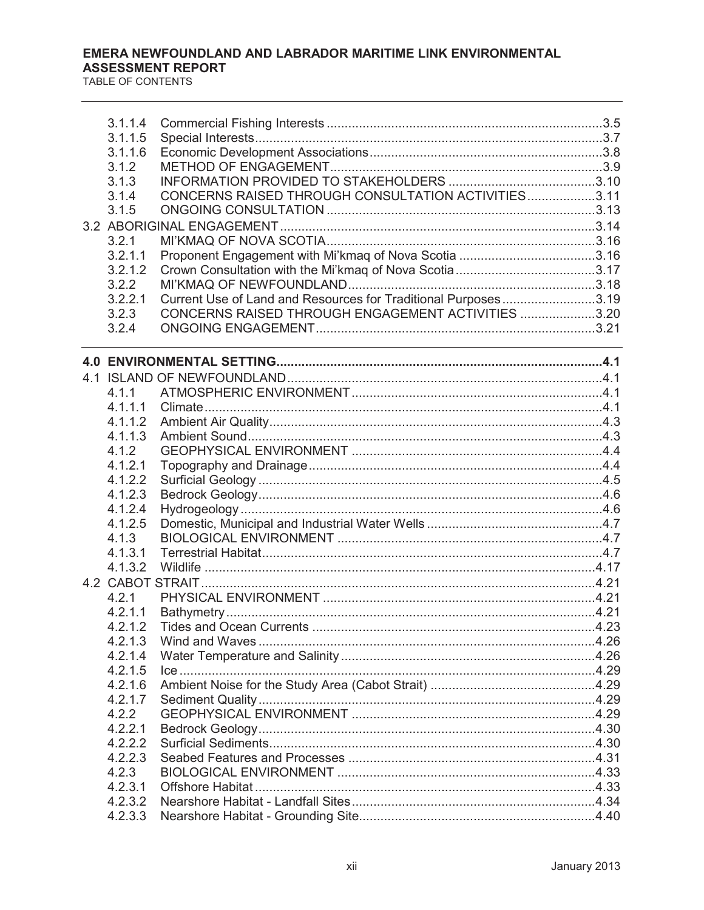| | | |
|---|---|---|
| 3.1.1.4 | Commercial Fishing Interests | 3.5 |
| 3.1.1.5 | Special Interests | 3.7 |
| 3.1.1.6 | Economic Development Associations | 3.8 |
| 3.1.2 | METHOD OF ENGAGEMENT | 3.9 |
| 3.1.3 | INFORMATION PROVIDED TO STAKEHOLDERS | 3.10 |
| 3.1.4 | CONCERNS RAISED THROUGH CONSULTATION ACTIVITIES | 3.11 |
| 3.1.5 | ONGOING CONSULTATION | 3.13 |
| 3.2 | ABORIGINAL ENGAGEMENT | 3.14 |
| 3.2.1 | MI'KMAQ OF NOVA SCOTIA | 3.16 |
| 3.2.1.1 | Proponent Engagement with Mi'kmaq of Nova Scotia | 3.16 |
| 3.2.1.2 | Crown Consultation with the Mi'kmaq of Nova Scotia | 3.17 |
| 3.2.2 | MI'KMAQ OF NEWFOUNDLAND | 3.18 |
| 3.2.2.1 | Current Use of Land and Resources for Traditional Purposes | 3.19 |
| 3.2.3 | CONCERNS RAISED THROUGH ENGAGEMENT ACTIVITIES | 3.20 |
| 3.2.4 | ONGOING ENGAGEMENT | 3.21 |
| **4.0** | **ENVIRONMENTAL SETTING** | **4.1** |
| 4.1 | ISLAND OF NEWFOUNDLAND | 4.1 |
| 4.1.1 | ATMOSPHERIC ENVIRONMENT | 4.1 |
| 4.1.1.1 | Climate | 4.1 |
| 4.1.1.2 | Ambient Air Quality | 4.3 |
| 4.1.1.3 | Ambient Sound | 4.3 |
| 4.1.2 | GEOPHYSICAL ENVIRONMENT | 4.4 |
| 4.1.2.1 | Topography and Drainage | 4.4 |
| 4.1.2.2 | Surficial Geology | 4.5 |
| 4.1.2.3 | Bedrock Geology | 4.6 |
| 4.1.2.4 | Hydrogeology | 4.6 |
| 4.1.2.5 | Domestic, Municipal and Industrial Water Wells | 4.7 |
| 4.1.3 | BIOLOGICAL ENVIRONMENT | 4.7 |
| 4.1.3.1 | Terrestrial Habitat | 4.7 |
| 4.1.3.2 | Wildlife | 4.17 |
| 4.2 | CABOT STRAIT | 4.21 |
| 4.2.1 | PHYSICAL ENVIRONMENT | 4.21 |
| 4.2.1.1 | Bathymetry | 4.21 |
| 4.2.1.2 | Tides and Ocean Currents | 4.23 |
| 4.2.1.3 | Wind and Waves | 4.26 |
| 4.2.1.4 | Water Temperature and Salinity | 4.26 |
| 4.2.1.5 | Ice | 4.29 |
| 4.2.1.6 | Ambient Noise for the Study Area (Cabot Strait) | 4.29 |
| 4.2.1.7 | Sediment Quality | 4.29 |
| 4.2.2 | GEOPHYSICAL ENVIRONMENT | 4.29 |
| 4.2.2.1 | Bedrock Geology | 4.30 |
| 4.2.2.2 | Surficial Sediments | 4.30 |
| 4.2.2.3 | Seabed Features and Processes | 4.31 |
| 4.2.3 | BIOLOGICAL ENVIRONMENT | 4.33 |
| 4.2.3.1 | Offshore Habitat | 4.33 |
| 4.2.3.2 | Nearshore Habitat - Landfall Sites | 4.34 |
| 4.2.3.3 | Nearshore Habitat - Grounding Site | 4.40 |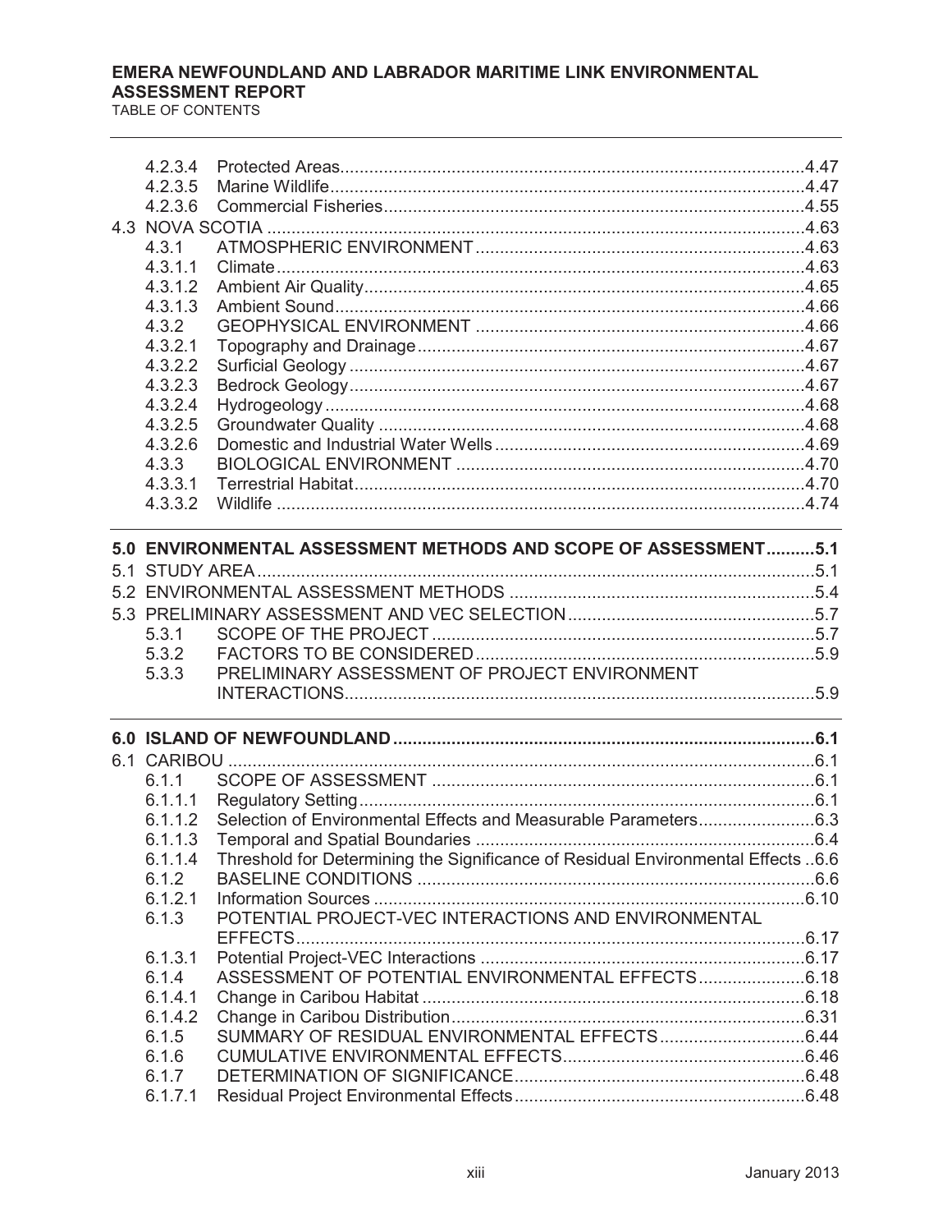| | | |
|---|---|---|
| 4.2.3.4 | Protected Areas | 4.47 |
| 4.2.3.5 | Marine Wildlife | 4.47 |
| 4.2.3.6 | Commercial Fisheries | 4.55 |
| 4.3 NOVA SCOTIA | | 4.63 |
| 4.3.1 | ATMOSPHERIC ENVIRONMENT | 4.63 |
| 4.3.1.1 | Climate | 4.63 |
| 4.3.1.2 | Ambient Air Quality | 4.65 |
| 4.3.1.3 | Ambient Sound | 4.66 |
| 4.3.2 | GEOPHYSICAL ENVIRONMENT | 4.66 |
| 4.3.2.1 | Topography and Drainage | 4.67 |
| 4.3.2.2 | Surficial Geology | 4.67 |
| 4.3.2.3 | Bedrock Geology | 4.67 |
| 4.3.2.4 | Hydrogeology | 4.68 |
| 4.3.2.5 | Groundwater Quality | 4.68 |
| 4.3.2.6 | Domestic and Industrial Water Wells | 4.69 |
| 4.3.3 | BIOLOGICAL ENVIRONMENT | 4.70 |
| 4.3.3.1 | Terrestrial Habitat | 4.70 |
| 4.3.3.2 | Wildlife | 4.74 |

| | | |
|---|---|---|
| **5.0 ENVIRONMENTAL ASSESSMENT METHODS AND SCOPE OF ASSESSMENT** | | **5.1** |
| 5.1 STUDY AREA | | 5.1 |
| 5.2 ENVIRONMENTAL ASSESSMENT METHODS | | 5.4 |
| 5.3 PRELIMINARY ASSESSMENT AND VEC SELECTION | | 5.7 |
| 5.3.1 | SCOPE OF THE PROJECT | 5.7 |
| 5.3.2 | FACTORS TO BE CONSIDERED | 5.9 |
| 5.3.3 | PRELIMINARY ASSESSMENT OF PROJECT ENVIRONMENT INTERACTIONS | 5.9 |

| | | |
|---|---|---|
| **6.0 ISLAND OF NEWFOUNDLAND** | | **6.1** |
| 6.1 CARIBOU | | 6.1 |
| 6.1.1 | SCOPE OF ASSESSMENT | 6.1 |
| 6.1.1.1 | Regulatory Setting | 6.1 |
| 6.1.1.2 | Selection of Environmental Effects and Measurable Parameters | 6.3 |
| 6.1.1.3 | Temporal and Spatial Boundaries | 6.4 |
| 6.1.1.4 | Threshold for Determining the Significance of Residual Environmental Effects | 6.6 |
| 6.1.2 | BASELINE CONDITIONS | 6.6 |
| 6.1.2.1 | Information Sources | 6.10 |
| 6.1.3 | POTENTIAL PROJECT-VEC INTERACTIONS AND ENVIRONMENTAL EFFECTS | 6.17 |
| 6.1.3.1 | Potential Project-VEC Interactions | 6.17 |
| 6.1.4 | ASSESSMENT OF POTENTIAL ENVIRONMENTAL EFFECTS | 6.18 |
| 6.1.4.1 | Change in Caribou Habitat | 6.18 |
| 6.1.4.2 | Change in Caribou Distribution | 6.31 |
| 6.1.5 | SUMMARY OF RESIDUAL ENVIRONMENTAL EFFECTS | 6.44 |
| 6.1.6 | CUMULATIVE ENVIRONMENTAL EFFECTS | 6.46 |
| 6.1.7 | DETERMINATION OF SIGNIFICANCE | 6.48 |
| 6.1.7.1 | Residual Project Environmental Effects | 6.48 |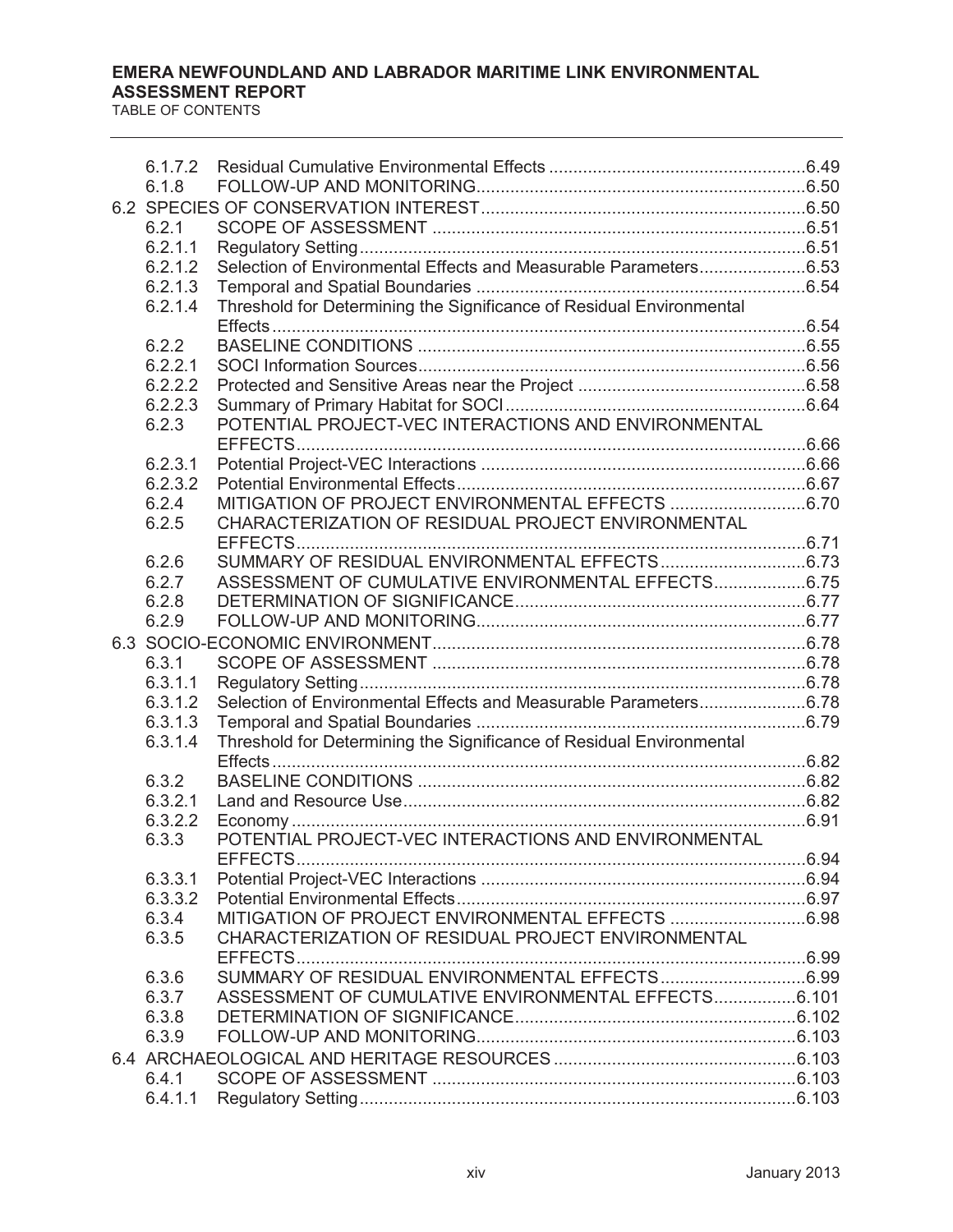| | | |
|---|---|---|
| 6.1.7.2 | Residual Cumulative Environmental Effects | 6.49 |
| 6.1.8 | FOLLOW-UP AND MONITORING | 6.50 |
| 6.2 | SPECIES OF CONSERVATION INTEREST | 6.50 |
| 6.2.1 | SCOPE OF ASSESSMENT | 6.51 |
| 6.2.1.1 | Regulatory Setting | 6.51 |
| 6.2.1.2 | Selection of Environmental Effects and Measurable Parameters | 6.53 |
| 6.2.1.3 | Temporal and Spatial Boundaries | 6.54 |
| 6.2.1.4 | Threshold for Determining the Significance of Residual Environmental Effects | 6.54 |
| 6.2.2 | BASELINE CONDITIONS | 6.55 |
| 6.2.2.1 | SOCI Information Sources | 6.56 |
| 6.2.2.2 | Protected and Sensitive Areas near the Project | 6.58 |
| 6.2.2.3 | Summary of Primary Habitat for SOCI | 6.64 |
| 6.2.3 | POTENTIAL PROJECT-VEC INTERACTIONS AND ENVIRONMENTAL EFFECTS | 6.66 |
| 6.2.3.1 | Potential Project-VEC Interactions | 6.66 |
| 6.2.3.2 | Potential Environmental Effects | 6.67 |
| 6.2.4 | MITIGATION OF PROJECT ENVIRONMENTAL EFFECTS | 6.70 |
| 6.2.5 | CHARACTERIZATION OF RESIDUAL PROJECT ENVIRONMENTAL EFFECTS | 6.71 |
| 6.2.6 | SUMMARY OF RESIDUAL ENVIRONMENTAL EFFECTS | 6.73 |
| 6.2.7 | ASSESSMENT OF CUMULATIVE ENVIRONMENTAL EFFECTS | 6.75 |
| 6.2.8 | DETERMINATION OF SIGNIFICANCE | 6.77 |
| 6.2.9 | FOLLOW-UP AND MONITORING | 6.77 |
| 6.3 | SOCIO-ECONOMIC ENVIRONMENT | 6.78 |
| 6.3.1 | SCOPE OF ASSESSMENT | 6.78 |
| 6.3.1.1 | Regulatory Setting | 6.78 |
| 6.3.1.2 | Selection of Environmental Effects and Measurable Parameters | 6.78 |
| 6.3.1.3 | Temporal and Spatial Boundaries | 6.79 |
| 6.3.1.4 | Threshold for Determining the Significance of Residual Environmental Effects | 6.82 |
| 6.3.2 | BASELINE CONDITIONS | 6.82 |
| 6.3.2.1 | Land and Resource Use | 6.82 |
| 6.3.2.2 | Economy | 6.91 |
| 6.3.3 | POTENTIAL PROJECT-VEC INTERACTIONS AND ENVIRONMENTAL EFFECTS | 6.94 |
| 6.3.3.1 | Potential Project-VEC Interactions | 6.94 |
| 6.3.3.2 | Potential Environmental Effects | 6.97 |
| 6.3.4 | MITIGATION OF PROJECT ENVIRONMENTAL EFFECTS | 6.98 |
| 6.3.5 | CHARACTERIZATION OF RESIDUAL PROJECT ENVIRONMENTAL EFFECTS | 6.99 |
| 6.3.6 | SUMMARY OF RESIDUAL ENVIRONMENTAL EFFECTS | 6.99 |
| 6.3.7 | ASSESSMENT OF CUMULATIVE ENVIRONMENTAL EFFECTS | 6.101 |
| 6.3.8 | DETERMINATION OF SIGNIFICANCE | 6.102 |
| 6.3.9 | FOLLOW-UP AND MONITORING | 6.103 |
| 6.4 | ARCHAEOLOGICAL AND HERITAGE RESOURCES | 6.103 |
| 6.4.1 | SCOPE OF ASSESSMENT | 6.103 |
| 6.4.1.1 | Regulatory Setting | 6.103 |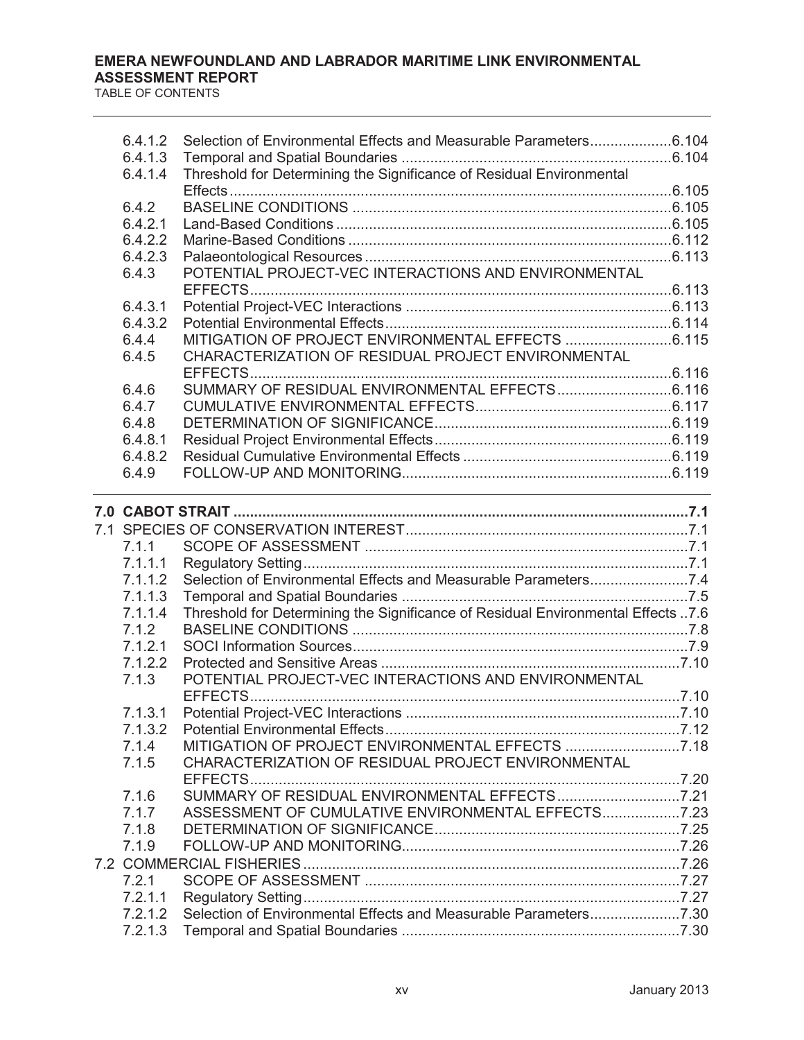| | | |
|---|---|---|
| 6.4.1.2 | Selection of Environmental Effects and Measurable Parameters | 6.104 |
| 6.4.1.3 | Temporal and Spatial Boundaries | 6.104 |
| 6.4.1.4 | Threshold for Determining the Significance of Residual Environmental Effects | 6.105 |
| 6.4.2 | BASELINE CONDITIONS | 6.105 |
| 6.4.2.1 | Land-Based Conditions | 6.105 |
| 6.4.2.2 | Marine-Based Conditions | 6.112 |
| 6.4.2.3 | Palaeontological Resources | 6.113 |
| 6.4.3 | POTENTIAL PROJECT-VEC INTERACTIONS AND ENVIRONMENTAL EFFECTS | 6.113 |
| 6.4.3.1 | Potential Project-VEC Interactions | 6.113 |
| 6.4.3.2 | Potential Environmental Effects | 6.114 |
| 6.4.4 | MITIGATION OF PROJECT ENVIRONMENTAL EFFECTS | 6.115 |
| 6.4.5 | CHARACTERIZATION OF RESIDUAL PROJECT ENVIRONMENTAL EFFECTS | 6.116 |
| 6.4.6 | SUMMARY OF RESIDUAL ENVIRONMENTAL EFFECTS | 6.116 |
| 6.4.7 | CUMULATIVE ENVIRONMENTAL EFFECTS | 6.117 |
| 6.4.8 | DETERMINATION OF SIGNIFICANCE | 6.119 |
| 6.4.8.1 | Residual Project Environmental Effects | 6.119 |
| 6.4.8.2 | Residual Cumulative Environmental Effects | 6.119 |
| 6.4.9 | FOLLOW-UP AND MONITORING | 6.119 |

| | | |
|---|---|---|
| **7.0** | **CABOT STRAIT** | **7.1** |
| 7.1 | SPECIES OF CONSERVATION INTEREST | 7.1 |
| 7.1.1 | SCOPE OF ASSESSMENT | 7.1 |
| 7.1.1.1 | Regulatory Setting | 7.1 |
| 7.1.1.2 | Selection of Environmental Effects and Measurable Parameters | 7.4 |
| 7.1.1.3 | Temporal and Spatial Boundaries | 7.5 |
| 7.1.1.4 | Threshold for Determining the Significance of Residual Environmental Effects | 7.6 |
| 7.1.2 | BASELINE CONDITIONS | 7.8 |
| 7.1.2.1 | SOCI Information Sources | 7.9 |
| 7.1.2.2 | Protected and Sensitive Areas | 7.10 |
| 7.1.3 | POTENTIAL PROJECT-VEC INTERACTIONS AND ENVIRONMENTAL EFFECTS | 7.10 |
| 7.1.3.1 | Potential Project-VEC Interactions | 7.10 |
| 7.1.3.2 | Potential Environmental Effects | 7.12 |
| 7.1.4 | MITIGATION OF PROJECT ENVIRONMENTAL EFFECTS | 7.18 |
| 7.1.5 | CHARACTERIZATION OF RESIDUAL PROJECT ENVIRONMENTAL EFFECTS | 7.20 |
| 7.1.6 | SUMMARY OF RESIDUAL ENVIRONMENTAL EFFECTS | 7.21 |
| 7.1.7 | ASSESSMENT OF CUMULATIVE ENVIRONMENTAL EFFECTS | 7.23 |
| 7.1.8 | DETERMINATION OF SIGNIFICANCE | 7.25 |
| 7.1.9 | FOLLOW-UP AND MONITORING | 7.26 |
| 7.2 | COMMERCIAL FISHERIES | 7.26 |
| 7.2.1 | SCOPE OF ASSESSMENT | 7.27 |
| 7.2.1.1 | Regulatory Setting | 7.27 |
| 7.2.1.2 | Selection of Environmental Effects and Measurable Parameters | 7.30 |
| 7.2.1.3 | Temporal and Spatial Boundaries | 7.30 |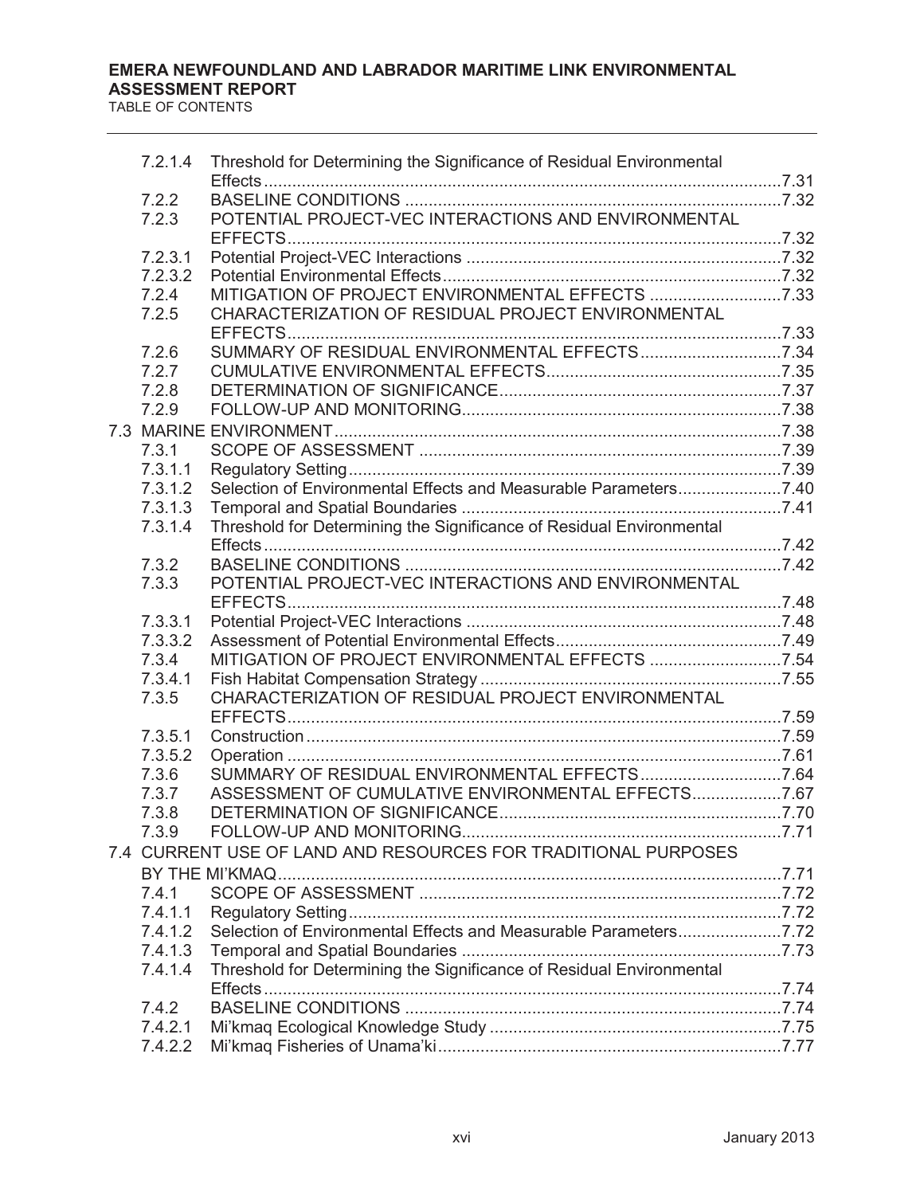| | | |
|---|---|---|
| 7.2.1.4 | Threshold for Determining the Significance of Residual Environmental Effects | 7.31 |
| 7.2.2 | BASELINE CONDITIONS | 7.32 |
| 7.2.3 | POTENTIAL PROJECT-VEC INTERACTIONS AND ENVIRONMENTAL EFFECTS | 7.32 |
| 7.2.3.1 | Potential Project-VEC Interactions | 7.32 |
| 7.2.3.2 | Potential Environmental Effects | 7.32 |
| 7.2.4 | MITIGATION OF PROJECT ENVIRONMENTAL EFFECTS | 7.33 |
| 7.2.5 | CHARACTERIZATION OF RESIDUAL PROJECT ENVIRONMENTAL EFFECTS | 7.33 |
| 7.2.6 | SUMMARY OF RESIDUAL ENVIRONMENTAL EFFECTS | 7.34 |
| 7.2.7 | CUMULATIVE ENVIRONMENTAL EFFECTS | 7.35 |
| 7.2.8 | DETERMINATION OF SIGNIFICANCE | 7.37 |
| 7.2.9 | FOLLOW-UP AND MONITORING | 7.38 |
| 7.3 | MARINE ENVIRONMENT | 7.38 |
| 7.3.1 | SCOPE OF ASSESSMENT | 7.39 |
| 7.3.1.1 | Regulatory Setting | 7.39 |
| 7.3.1.2 | Selection of Environmental Effects and Measurable Parameters | 7.40 |
| 7.3.1.3 | Temporal and Spatial Boundaries | 7.41 |
| 7.3.1.4 | Threshold for Determining the Significance of Residual Environmental Effects | 7.42 |
| 7.3.2 | BASELINE CONDITIONS | 7.42 |
| 7.3.3 | POTENTIAL PROJECT-VEC INTERACTIONS AND ENVIRONMENTAL EFFECTS | 7.48 |
| 7.3.3.1 | Potential Project-VEC Interactions | 7.48 |
| 7.3.3.2 | Assessment of Potential Environmental Effects | 7.49 |
| 7.3.4 | MITIGATION OF PROJECT ENVIRONMENTAL EFFECTS | 7.54 |
| 7.3.4.1 | Fish Habitat Compensation Strategy | 7.55 |
| 7.3.5 | CHARACTERIZATION OF RESIDUAL PROJECT ENVIRONMENTAL EFFECTS | 7.59 |
| 7.3.5.1 | Construction | 7.59 |
| 7.3.5.2 | Operation | 7.61 |
| 7.3.6 | SUMMARY OF RESIDUAL ENVIRONMENTAL EFFECTS | 7.64 |
| 7.3.7 | ASSESSMENT OF CUMULATIVE ENVIRONMENTAL EFFECTS | 7.67 |
| 7.3.8 | DETERMINATION OF SIGNIFICANCE | 7.70 |
| 7.3.9 | FOLLOW-UP AND MONITORING | 7.71 |
| 7.4 | CURRENT USE OF LAND AND RESOURCES FOR TRADITIONAL PURPOSES BY THE MI'KMAQ | 7.71 |
| 7.4.1 | SCOPE OF ASSESSMENT | 7.72 |
| 7.4.1.1 | Regulatory Setting | 7.72 |
| 7.4.1.2 | Selection of Environmental Effects and Measurable Parameters | 7.72 |
| 7.4.1.3 | Temporal and Spatial Boundaries | 7.73 |
| 7.4.1.4 | Threshold for Determining the Significance of Residual Environmental Effects | 7.74 |
| 7.4.2 | BASELINE CONDITIONS | 7.74 |
| 7.4.2.1 | Mi'kmaq Ecological Knowledge Study | 7.75 |
| 7.4.2.2 | Mi'kmaq Fisheries of Unama'ki | 7.77 |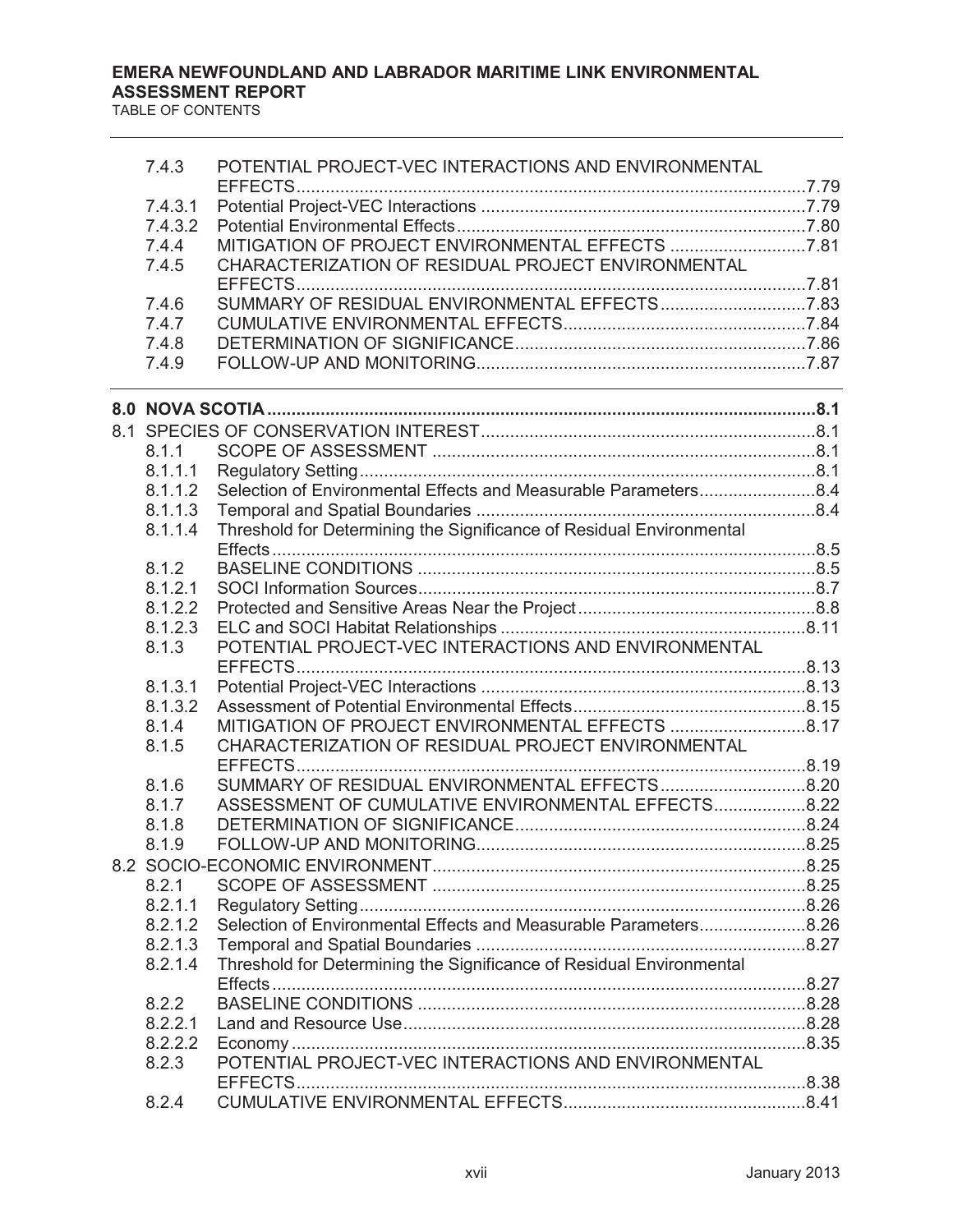| | | |
|---|---|---|
| 7.4.3 | POTENTIAL PROJECT-VEC INTERACTIONS AND ENVIRONMENTAL EFFECTS | 7.79 |
| 7.4.3.1 | Potential Project-VEC Interactions | 7.79 |
| 7.4.3.2 | Potential Environmental Effects | 7.80 |
| 7.4.4 | MITIGATION OF PROJECT ENVIRONMENTAL EFFECTS | 7.81 |
| 7.4.5 | CHARACTERIZATION OF RESIDUAL PROJECT ENVIRONMENTAL EFFECTS | 7.81 |
| 7.4.6 | SUMMARY OF RESIDUAL ENVIRONMENTAL EFFECTS | 7.83 |
| 7.4.7 | CUMULATIVE ENVIRONMENTAL EFFECTS | 7.84 |
| 7.4.8 | DETERMINATION OF SIGNIFICANCE | 7.86 |
| 7.4.9 | FOLLOW-UP AND MONITORING | 7.87 |

**8.0 NOVA SCOTIA ..... 8.1**

| | | |
|---|---|---|
| **8.1** | **SPECIES OF CONSERVATION INTEREST** | **8.1** |
| 8.1.1 | SCOPE OF ASSESSMENT | 8.1 |
| 8.1.1.1 | Regulatory Setting | 8.1 |
| 8.1.1.2 | Selection of Environmental Effects and Measurable Parameters | 8.4 |
| 8.1.1.3 | Temporal and Spatial Boundaries | 8.4 |
| 8.1.1.4 | Threshold for Determining the Significance of Residual Environmental Effects | 8.5 |
| 8.1.2 | BASELINE CONDITIONS | 8.5 |
| 8.1.2.1 | SOCI Information Sources | 8.7 |
| 8.1.2.2 | Protected and Sensitive Areas Near the Project | 8.8 |
| 8.1.2.3 | ELC and SOCI Habitat Relationships | 8.11 |
| 8.1.3 | POTENTIAL PROJECT-VEC INTERACTIONS AND ENVIRONMENTAL EFFECTS | 8.13 |
| 8.1.3.1 | Potential Project-VEC Interactions | 8.13 |
| 8.1.3.2 | Assessment of Potential Environmental Effects | 8.15 |
| 8.1.4 | MITIGATION OF PROJECT ENVIRONMENTAL EFFECTS | 8.17 |
| 8.1.5 | CHARACTERIZATION OF RESIDUAL PROJECT ENVIRONMENTAL EFFECTS | 8.19 |
| 8.1.6 | SUMMARY OF RESIDUAL ENVIRONMENTAL EFFECTS | 8.20 |
| 8.1.7 | ASSESSMENT OF CUMULATIVE ENVIRONMENTAL EFFECTS | 8.22 |
| 8.1.8 | DETERMINATION OF SIGNIFICANCE | 8.24 |
| 8.1.9 | FOLLOW-UP AND MONITORING | 8.25 |
| **8.2** | **SOCIO-ECONOMIC ENVIRONMENT** | **8.25** |
| 8.2.1 | SCOPE OF ASSESSMENT | 8.25 |
| 8.2.1.1 | Regulatory Setting | 8.26 |
| 8.2.1.2 | Selection of Environmental Effects and Measurable Parameters | 8.26 |
| 8.2.1.3 | Temporal and Spatial Boundaries | 8.27 |
| 8.2.1.4 | Threshold for Determining the Significance of Residual Environmental Effects | 8.27 |
| 8.2.2 | BASELINE CONDITIONS | 8.28 |
| 8.2.2.1 | Land and Resource Use | 8.28 |
| 8.2.2.2 | Economy | 8.35 |
| 8.2.3 | POTENTIAL PROJECT-VEC INTERACTIONS AND ENVIRONMENTAL EFFECTS | 8.38 |
| 8.2.4 | CUMULATIVE ENVIRONMENTAL EFFECTS | 8.41 |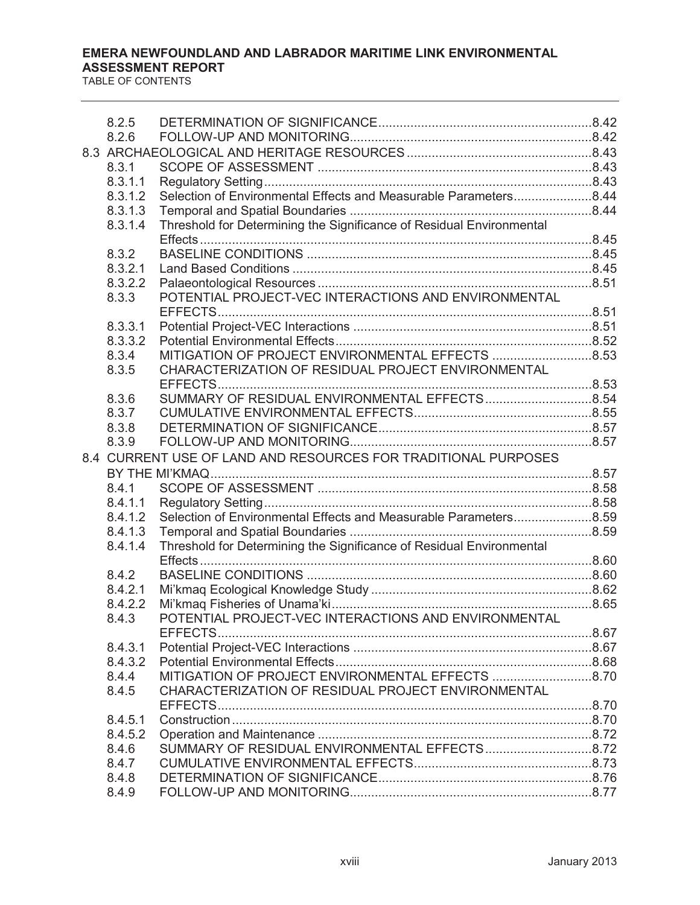| | | |
|---|---|---|
| 8.2.5 | DETERMINATION OF SIGNIFICANCE | 8.42 |
| 8.2.6 | FOLLOW-UP AND MONITORING | 8.42 |
| 8.3 | ARCHAEOLOGICAL AND HERITAGE RESOURCES | 8.43 |
| 8.3.1 | SCOPE OF ASSESSMENT | 8.43 |
| 8.3.1.1 | Regulatory Setting | 8.43 |
| 8.3.1.2 | Selection of Environmental Effects and Measurable Parameters | 8.44 |
| 8.3.1.3 | Temporal and Spatial Boundaries | 8.44 |
| 8.3.1.4 | Threshold for Determining the Significance of Residual Environmental Effects | 8.45 |
| 8.3.2 | BASELINE CONDITIONS | 8.45 |
| 8.3.2.1 | Land Based Conditions | 8.45 |
| 8.3.2.2 | Palaeontological Resources | 8.51 |
| 8.3.3 | POTENTIAL PROJECT-VEC INTERACTIONS AND ENVIRONMENTAL EFFECTS | 8.51 |
| 8.3.3.1 | Potential Project-VEC Interactions | 8.51 |
| 8.3.3.2 | Potential Environmental Effects | 8.52 |
| 8.3.4 | MITIGATION OF PROJECT ENVIRONMENTAL EFFECTS | 8.53 |
| 8.3.5 | CHARACTERIZATION OF RESIDUAL PROJECT ENVIRONMENTAL EFFECTS | 8.53 |
| 8.3.6 | SUMMARY OF RESIDUAL ENVIRONMENTAL EFFECTS | 8.54 |
| 8.3.7 | CUMULATIVE ENVIRONMENTAL EFFECTS | 8.55 |
| 8.3.8 | DETERMINATION OF SIGNIFICANCE | 8.57 |
| 8.3.9 | FOLLOW-UP AND MONITORING | 8.57 |
| 8.4 | CURRENT USE OF LAND AND RESOURCES FOR TRADITIONAL PURPOSES BY THE MI'KMAQ | 8.57 |
| 8.4.1 | SCOPE OF ASSESSMENT | 8.58 |
| 8.4.1.1 | Regulatory Setting | 8.58 |
| 8.4.1.2 | Selection of Environmental Effects and Measurable Parameters | 8.59 |
| 8.4.1.3 | Temporal and Spatial Boundaries | 8.59 |
| 8.4.1.4 | Threshold for Determining the Significance of Residual Environmental Effects | 8.60 |
| 8.4.2 | BASELINE CONDITIONS | 8.60 |
| 8.4.2.1 | Mi'kmaq Ecological Knowledge Study | 8.62 |
| 8.4.2.2 | Mi'kmaq Fisheries of Unama'ki | 8.65 |
| 8.4.3 | POTENTIAL PROJECT-VEC INTERACTIONS AND ENVIRONMENTAL EFFECTS | 8.67 |
| 8.4.3.1 | Potential Project-VEC Interactions | 8.67 |
| 8.4.3.2 | Potential Environmental Effects | 8.68 |
| 8.4.4 | MITIGATION OF PROJECT ENVIRONMENTAL EFFECTS | 8.70 |
| 8.4.5 | CHARACTERIZATION OF RESIDUAL PROJECT ENVIRONMENTAL EFFECTS | 8.70 |
| 8.4.5.1 | Construction | 8.70 |
| 8.4.5.2 | Operation and Maintenance | 8.72 |
| 8.4.6 | SUMMARY OF RESIDUAL ENVIRONMENTAL EFFECTS | 8.72 |
| 8.4.7 | CUMULATIVE ENVIRONMENTAL EFFECTS | 8.73 |
| 8.4.8 | DETERMINATION OF SIGNIFICANCE | 8.76 |
| 8.4.9 | FOLLOW-UP AND MONITORING | 8.77 |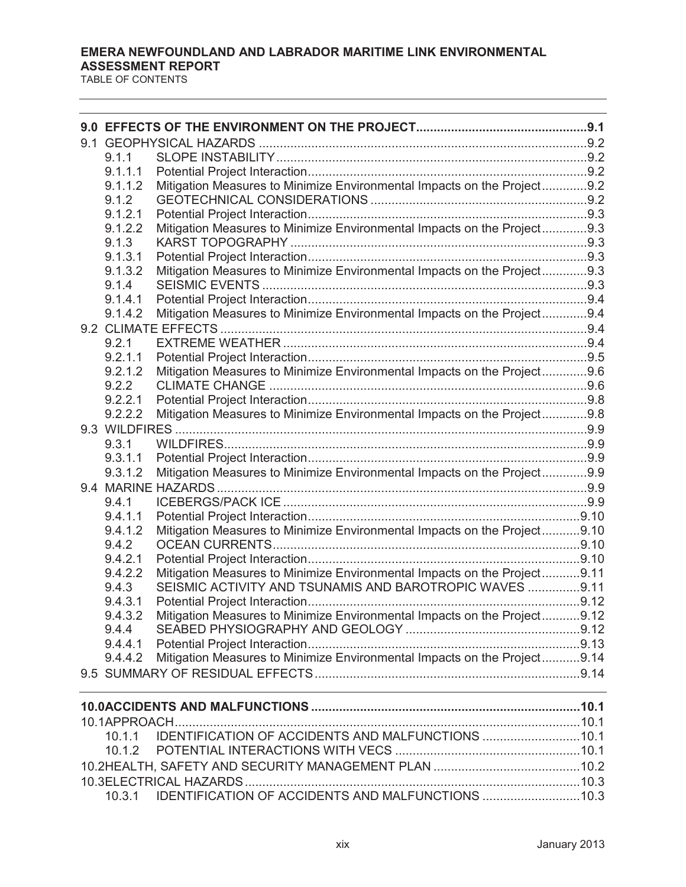| | | |
|---|---|---|
| **9.0** | **EFFECTS OF THE ENVIRONMENT ON THE PROJECT** | **9.1** |
| 9.1 | GEOPHYSICAL HAZARDS | 9.2 |
| 9.1.1 | SLOPE INSTABILITY | 9.2 |
| 9.1.1.1 | Potential Project Interaction | 9.2 |
| 9.1.1.2 | Mitigation Measures to Minimize Environmental Impacts on the Project | 9.2 |
| 9.1.2 | GEOTECHNICAL CONSIDERATIONS | 9.2 |
| 9.1.2.1 | Potential Project Interaction | 9.3 |
| 9.1.2.2 | Mitigation Measures to Minimize Environmental Impacts on the Project | 9.3 |
| 9.1.3 | KARST TOPOGRAPHY | 9.3 |
| 9.1.3.1 | Potential Project Interaction | 9.3 |
| 9.1.3.2 | Mitigation Measures to Minimize Environmental Impacts on the Project | 9.3 |
| 9.1.4 | SEISMIC EVENTS | 9.3 |
| 9.1.4.1 | Potential Project Interaction | 9.4 |
| 9.1.4.2 | Mitigation Measures to Minimize Environmental Impacts on the Project | 9.4 |
| 9.2 | CLIMATE EFFECTS | 9.4 |
| 9.2.1 | EXTREME WEATHER | 9.4 |
| 9.2.1.1 | Potential Project Interaction | 9.5 |
| 9.2.1.2 | Mitigation Measures to Minimize Environmental Impacts on the Project | 9.6 |
| 9.2.2 | CLIMATE CHANGE | 9.6 |
| 9.2.2.1 | Potential Project Interaction | 9.8 |
| 9.2.2.2 | Mitigation Measures to Minimize Environmental Impacts on the Project | 9.8 |
| 9.3 | WILDFIRES | 9.9 |
| 9.3.1 | WILDFIRES | 9.9 |
| 9.3.1.1 | Potential Project Interaction | 9.9 |
| 9.3.1.2 | Mitigation Measures to Minimize Environmental Impacts on the Project | 9.9 |
| 9.4 | MARINE HAZARDS | 9.9 |
| 9.4.1 | ICEBERGS/PACK ICE | 9.9 |
| 9.4.1.1 | Potential Project Interaction | 9.10 |
| 9.4.1.2 | Mitigation Measures to Minimize Environmental Impacts on the Project | 9.10 |
| 9.4.2 | OCEAN CURRENTS | 9.10 |
| 9.4.2.1 | Potential Project Interaction | 9.10 |
| 9.4.2.2 | Mitigation Measures to Minimize Environmental Impacts on the Project | 9.11 |
| 9.4.3 | SEISMIC ACTIVITY AND TSUNAMIS AND BAROTROPIC WAVES | 9.11 |
| 9.4.3.1 | Potential Project Interaction | 9.12 |
| 9.4.3.2 | Mitigation Measures to Minimize Environmental Impacts on the Project | 9.12 |
| 9.4.4 | SEABED PHYSIOGRAPHY AND GEOLOGY | 9.12 |
| 9.4.4.1 | Potential Project Interaction | 9.13 |
| 9.4.4.2 | Mitigation Measures to Minimize Environmental Impacts on the Project | 9.14 |
| 9.5 | SUMMARY OF RESIDUAL EFFECTS | 9.14 |

| | | |
|---|---|---|
| **10.0** | **ACCIDENTS AND MALFUNCTIONS** | **10.1** |
| 10.1 | APPROACH | 10.1 |
| 10.1.1 | IDENTIFICATION OF ACCIDENTS AND MALFUNCTIONS | 10.1 |
| 10.1.2 | POTENTIAL INTERACTIONS WITH VECS | 10.1 |
| 10.2 | HEALTH, SAFETY AND SECURITY MANAGEMENT PLAN | 10.2 |
| 10.3 | ELECTRICAL HAZARDS | 10.3 |
| 10.3.1 | IDENTIFICATION OF ACCIDENTS AND MALFUNCTIONS | 10.3 |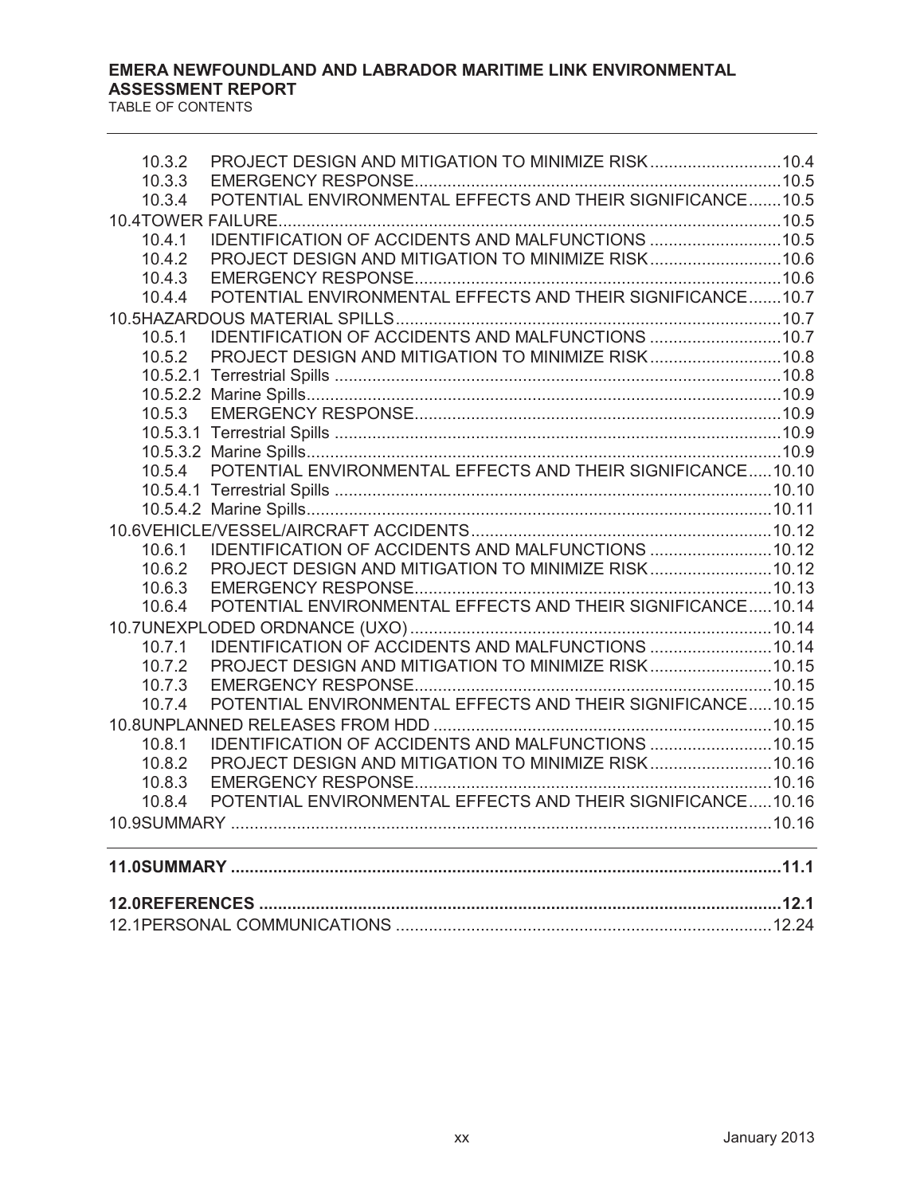10.3.2 PROJECT DESIGN AND MITIGATION TO MINIMIZE RISK ........................... 10.4
10.3.3 EMERGENCY RESPONSE ........................... 10.5
10.3.4 POTENTIAL ENVIRONMENTAL EFFECTS AND THEIR SIGNIFICANCE ........................... 10.5

10.4 TOWER FAILURE ........................... 10.5
10.4.1 IDENTIFICATION OF ACCIDENTS AND MALFUNCTIONS ........................... 10.5
10.4.2 PROJECT DESIGN AND MITIGATION TO MINIMIZE RISK ........................... 10.6
10.4.3 EMERGENCY RESPONSE ........................... 10.6
10.4.4 POTENTIAL ENVIRONMENTAL EFFECTS AND THEIR SIGNIFICANCE ........................... 10.7

10.5 HAZARDOUS MATERIAL SPILLS ........................... 10.7
10.5.1 IDENTIFICATION OF ACCIDENTS AND MALFUNCTIONS ........................... 10.7
10.5.2 PROJECT DESIGN AND MITIGATION TO MINIMIZE RISK ........................... 10.8
10.5.2.1 Terrestrial Spills ........................... 10.8
10.5.2.2 Marine Spills ........................... 10.9
10.5.3 EMERGENCY RESPONSE ........................... 10.9
10.5.3.1 Terrestrial Spills ........................... 10.9
10.5.3.2 Marine Spills ........................... 10.9
10.5.4 POTENTIAL ENVIRONMENTAL EFFECTS AND THEIR SIGNIFICANCE ........................... 10.10
10.5.4.1 Terrestrial Spills ........................... 10.10
10.5.4.2 Marine Spills ........................... 10.11

10.6 VEHICLE/VESSEL/AIRCRAFT ACCIDENTS ........................... 10.12
10.6.1 IDENTIFICATION OF ACCIDENTS AND MALFUNCTIONS ........................... 10.12
10.6.2 PROJECT DESIGN AND MITIGATION TO MINIMIZE RISK ........................... 10.12
10.6.3 EMERGENCY RESPONSE ........................... 10.13
10.6.4 POTENTIAL ENVIRONMENTAL EFFECTS AND THEIR SIGNIFICANCE ........................... 10.14

10.7 UNEXPLODED ORDNANCE (UXO) ........................... 10.14
10.7.1 IDENTIFICATION OF ACCIDENTS AND MALFUNCTIONS ........................... 10.14
10.7.2 PROJECT DESIGN AND MITIGATION TO MINIMIZE RISK ........................... 10.15
10.7.3 EMERGENCY RESPONSE ........................... 10.15
10.7.4 POTENTIAL ENVIRONMENTAL EFFECTS AND THEIR SIGNIFICANCE ........................... 10.15

10.8 UNPLANNED RELEASES FROM HDD ........................... 10.15
10.8.1 IDENTIFICATION OF ACCIDENTS AND MALFUNCTIONS ........................... 10.15
10.8.2 PROJECT DESIGN AND MITIGATION TO MINIMIZE RISK ........................... 10.16
10.8.3 EMERGENCY RESPONSE ........................... 10.16
10.8.4 POTENTIAL ENVIRONMENTAL EFFECTS AND THEIR SIGNIFICANCE ........................... 10.16

10.9 SUMMARY ........................... 10.16

**11.0 SUMMARY ........................... 11.1**

**12.0 REFERENCES ........................... 12.1**

12.1 PERSONAL COMMUNICATIONS ........................... 12.24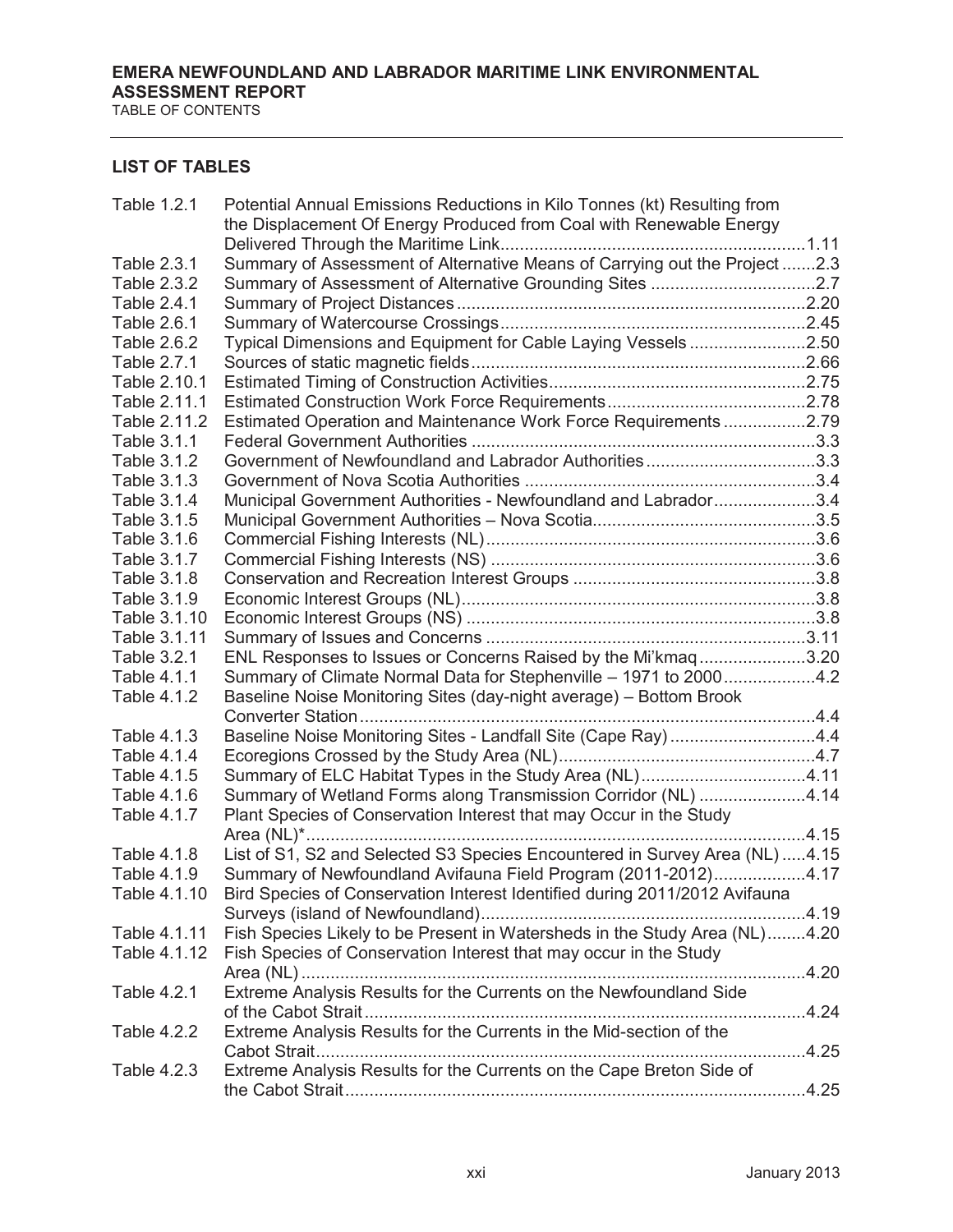## LIST OF TABLES

| Table | Title | Page |
|---|---|---|
| Table 1.2.1 | Potential Annual Emissions Reductions in Kilo Tonnes (kt) Resulting from the Displacement Of Energy Produced from Coal with Renewable Energy Delivered Through the Maritime Link | 1.11 |
| Table 2.3.1 | Summary of Assessment of Alternative Means of Carrying out the Project | 2.3 |
| Table 2.3.2 | Summary of Assessment of Alternative Grounding Sites | 2.7 |
| Table 2.4.1 | Summary of Project Distances | 2.20 |
| Table 2.6.1 | Summary of Watercourse Crossings | 2.45 |
| Table 2.6.2 | Typical Dimensions and Equipment for Cable Laying Vessels | 2.50 |
| Table 2.7.1 | Sources of static magnetic fields | 2.66 |
| Table 2.10.1 | Estimated Timing of Construction Activities | 2.75 |
| Table 2.11.1 | Estimated Construction Work Force Requirements | 2.78 |
| Table 2.11.2 | Estimated Operation and Maintenance Work Force Requirements | 2.79 |
| Table 3.1.1 | Federal Government Authorities | 3.3 |
| Table 3.1.2 | Government of Newfoundland and Labrador Authorities | 3.3 |
| Table 3.1.3 | Government of Nova Scotia Authorities | 3.4 |
| Table 3.1.4 | Municipal Government Authorities - Newfoundland and Labrador | 3.4 |
| Table 3.1.5 | Municipal Government Authorities – Nova Scotia | 3.5 |
| Table 3.1.6 | Commercial Fishing Interests (NL) | 3.6 |
| Table 3.1.7 | Commercial Fishing Interests (NS) | 3.6 |
| Table 3.1.8 | Conservation and Recreation Interest Groups | 3.8 |
| Table 3.1.9 | Economic Interest Groups (NL) | 3.8 |
| Table 3.1.10 | Economic Interest Groups (NS) | 3.8 |
| Table 3.1.11 | Summary of Issues and Concerns | 3.11 |
| Table 3.2.1 | ENL Responses to Issues or Concerns Raised by the Mi'kmaq | 3.20 |
| Table 4.1.1 | Summary of Climate Normal Data for Stephenville – 1971 to 2000 | 4.2 |
| Table 4.1.2 | Baseline Noise Monitoring Sites (day-night average) – Bottom Brook Converter Station | 4.4 |
| Table 4.1.3 | Baseline Noise Monitoring Sites - Landfall Site (Cape Ray) | 4.4 |
| Table 4.1.4 | Ecoregions Crossed by the Study Area (NL) | 4.7 |
| Table 4.1.5 | Summary of ELC Habitat Types in the Study Area (NL) | 4.11 |
| Table 4.1.6 | Summary of Wetland Forms along Transmission Corridor (NL) | 4.14 |
| Table 4.1.7 | Plant Species of Conservation Interest that may Occur in the Study Area (NL)* | 4.15 |
| Table 4.1.8 | List of S1, S2 and Selected S3 Species Encountered in Survey Area (NL) | 4.15 |
| Table 4.1.9 | Summary of Newfoundland Avifauna Field Program (2011-2012) | 4.17 |
| Table 4.1.10 | Bird Species of Conservation Interest Identified during 2011/2012 Avifauna Surveys (island of Newfoundland) | 4.19 |
| Table 4.1.11 | Fish Species Likely to be Present in Watersheds in the Study Area (NL) | 4.20 |
| Table 4.1.12 | Fish Species of Conservation Interest that may occur in the Study Area (NL) | 4.20 |
| Table 4.2.1 | Extreme Analysis Results for the Currents on the Newfoundland Side of the Cabot Strait | 4.24 |
| Table 4.2.2 | Extreme Analysis Results for the Currents in the Mid-section of the Cabot Strait | 4.25 |
| Table 4.2.3 | Extreme Analysis Results for the Currents on the Cape Breton Side of the Cabot Strait | 4.25 |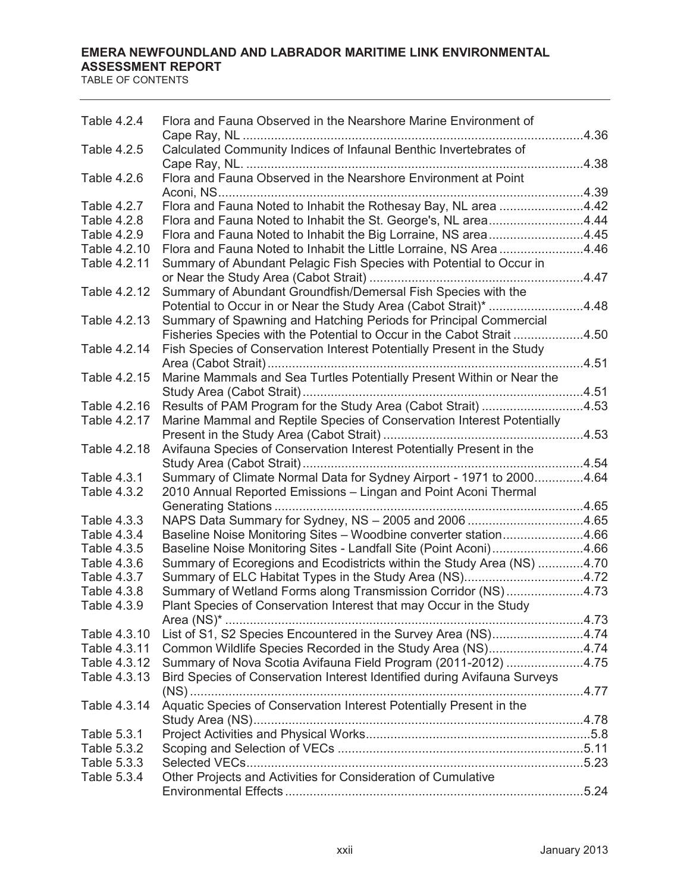| Table | Title | Page |
|---|---|---|
| Table 4.2.4 | Flora and Fauna Observed in the Nearshore Marine Environment of Cape Ray, NL | 4.36 |
| Table 4.2.5 | Calculated Community Indices of Infaunal Benthic Invertebrates of Cape Ray, NL. | 4.38 |
| Table 4.2.6 | Flora and Fauna Observed in the Nearshore Environment at Point Aconi, NS | 4.39 |
| Table 4.2.7 | Flora and Fauna Noted to Inhabit the Rothesay Bay, NL area | 4.42 |
| Table 4.2.8 | Flora and Fauna Noted to Inhabit the St. George's, NL area | 4.44 |
| Table 4.2.9 | Flora and Fauna Noted to Inhabit the Big Lorraine, NS area | 4.45 |
| Table 4.2.10 | Flora and Fauna Noted to Inhabit the Little Lorraine, NS Area | 4.46 |
| Table 4.2.11 | Summary of Abundant Pelagic Fish Species with Potential to Occur in or Near the Study Area (Cabot Strait) | 4.47 |
| Table 4.2.12 | Summary of Abundant Groundfish/Demersal Fish Species with the Potential to Occur in or Near the Study Area (Cabot Strait)* | 4.48 |
| Table 4.2.13 | Summary of Spawning and Hatching Periods for Principal Commercial Fisheries Species with the Potential to Occur in the Cabot Strait | 4.50 |
| Table 4.2.14 | Fish Species of Conservation Interest Potentially Present in the Study Area (Cabot Strait) | 4.51 |
| Table 4.2.15 | Marine Mammals and Sea Turtles Potentially Present Within or Near the Study Area (Cabot Strait) | 4.51 |
| Table 4.2.16 | Results of PAM Program for the Study Area (Cabot Strait) | 4.53 |
| Table 4.2.17 | Marine Mammal and Reptile Species of Conservation Interest Potentially Present in the Study Area (Cabot Strait) | 4.53 |
| Table 4.2.18 | Avifauna Species of Conservation Interest Potentially Present in the Study Area (Cabot Strait) | 4.54 |
| Table 4.3.1 | Summary of Climate Normal Data for Sydney Airport - 1971 to 2000 | 4.64 |
| Table 4.3.2 | 2010 Annual Reported Emissions – Lingan and Point Aconi Thermal Generating Stations | 4.65 |
| Table 4.3.3 | NAPS Data Summary for Sydney, NS – 2005 and 2006 | 4.65 |
| Table 4.3.4 | Baseline Noise Monitoring Sites – Woodbine converter station | 4.66 |
| Table 4.3.5 | Baseline Noise Monitoring Sites - Landfall Site (Point Aconi) | 4.66 |
| Table 4.3.6 | Summary of Ecoregions and Ecodistricts within the Study Area (NS) | 4.70 |
| Table 4.3.7 | Summary of ELC Habitat Types in the Study Area (NS) | 4.72 |
| Table 4.3.8 | Summary of Wetland Forms along Transmission Corridor (NS) | 4.73 |
| Table 4.3.9 | Plant Species of Conservation Interest that may Occur in the Study Area (NS)* | 4.73 |
| Table 4.3.10 | List of S1, S2 Species Encountered in the Survey Area (NS) | 4.74 |
| Table 4.3.11 | Common Wildlife Species Recorded in the Study Area (NS) | 4.74 |
| Table 4.3.12 | Summary of Nova Scotia Avifauna Field Program (2011-2012) | 4.75 |
| Table 4.3.13 | Bird Species of Conservation Interest Identified during Avifauna Surveys (NS) | 4.77 |
| Table 4.3.14 | Aquatic Species of Conservation Interest Potentially Present in the Study Area (NS) | 4.78 |
| Table 5.3.1 | Project Activities and Physical Works | 5.8 |
| Table 5.3.2 | Scoping and Selection of VECs | 5.11 |
| Table 5.3.3 | Selected VECs | 5.23 |
| Table 5.3.4 | Other Projects and Activities for Consideration of Cumulative Environmental Effects | 5.24 |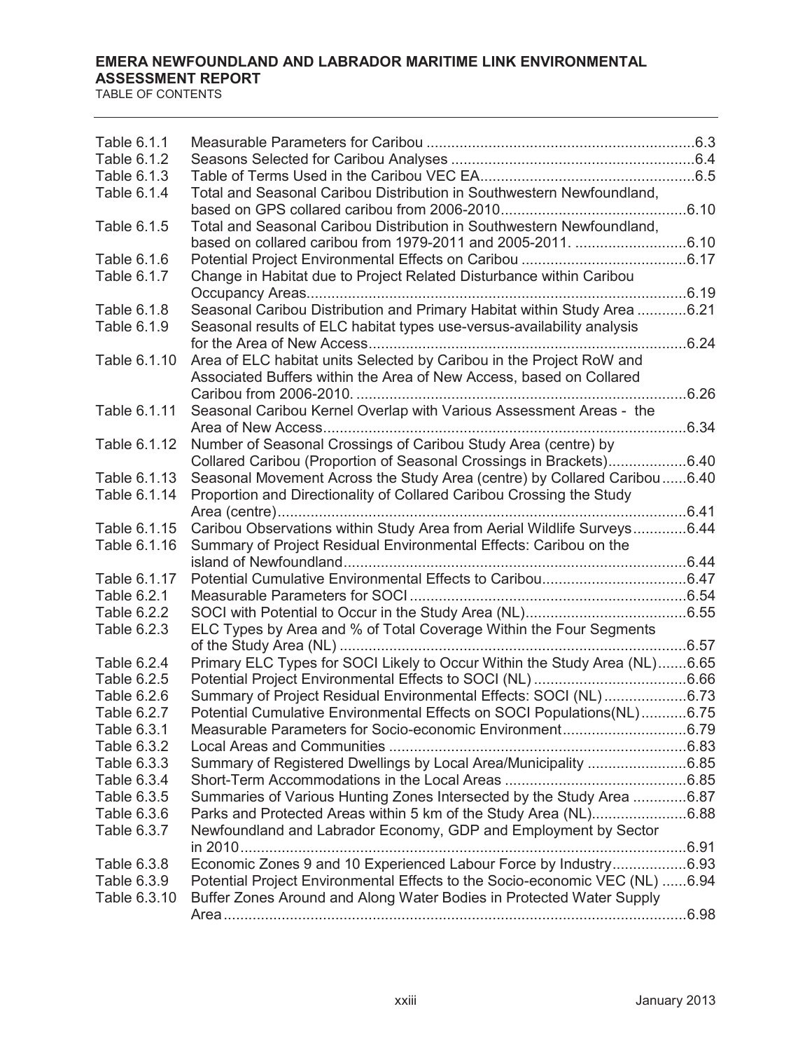| Table | Title | Page |
|---|---|---|
| Table 6.1.1 | Measurable Parameters for Caribou | 6.3 |
| Table 6.1.2 | Seasons Selected for Caribou Analyses | 6.4 |
| Table 6.1.3 | Table of Terms Used in the Caribou VEC EA | 6.5 |
| Table 6.1.4 | Total and Seasonal Caribou Distribution in Southwestern Newfoundland, based on GPS collared caribou from 2006-2010 | 6.10 |
| Table 6.1.5 | Total and Seasonal Caribou Distribution in Southwestern Newfoundland, based on collared caribou from 1979-2011 and 2005-2011. | 6.10 |
| Table 6.1.6 | Potential Project Environmental Effects on Caribou | 6.17 |
| Table 6.1.7 | Change in Habitat due to Project Related Disturbance within Caribou Occupancy Areas | 6.19 |
| Table 6.1.8 | Seasonal Caribou Distribution and Primary Habitat within Study Area | 6.21 |
| Table 6.1.9 | Seasonal results of ELC habitat types use-versus-availability analysis for the Area of New Access | 6.24 |
| Table 6.1.10 | Area of ELC habitat units Selected by Caribou in the Project RoW and Associated Buffers within the Area of New Access, based on Collared Caribou from 2006-2010. | 6.26 |
| Table 6.1.11 | Seasonal Caribou Kernel Overlap with Various Assessment Areas - the Area of New Access | 6.34 |
| Table 6.1.12 | Number of Seasonal Crossings of Caribou Study Area (centre) by Collared Caribou (Proportion of Seasonal Crossings in Brackets) | 6.40 |
| Table 6.1.13 | Seasonal Movement Across the Study Area (centre) by Collared Caribou | 6.40 |
| Table 6.1.14 | Proportion and Directionality of Collared Caribou Crossing the Study Area (centre) | 6.41 |
| Table 6.1.15 | Caribou Observations within Study Area from Aerial Wildlife Surveys | 6.44 |
| Table 6.1.16 | Summary of Project Residual Environmental Effects: Caribou on the island of Newfoundland | 6.44 |
| Table 6.1.17 | Potential Cumulative Environmental Effects to Caribou | 6.47 |
| Table 6.2.1 | Measurable Parameters for SOCI | 6.54 |
| Table 6.2.2 | SOCI with Potential to Occur in the Study Area (NL) | 6.55 |
| Table 6.2.3 | ELC Types by Area and % of Total Coverage Within the Four Segments of the Study Area (NL) | 6.57 |
| Table 6.2.4 | Primary ELC Types for SOCI Likely to Occur Within the Study Area (NL) | 6.65 |
| Table 6.2.5 | Potential Project Environmental Effects to SOCI (NL) | 6.66 |
| Table 6.2.6 | Summary of Project Residual Environmental Effects: SOCI (NL) | 6.73 |
| Table 6.2.7 | Potential Cumulative Environmental Effects on SOCI Populations(NL) | 6.75 |
| Table 6.3.1 | Measurable Parameters for Socio-economic Environment | 6.79 |
| Table 6.3.2 | Local Areas and Communities | 6.83 |
| Table 6.3.3 | Summary of Registered Dwellings by Local Area/Municipality | 6.85 |
| Table 6.3.4 | Short-Term Accommodations in the Local Areas | 6.85 |
| Table 6.3.5 | Summaries of Various Hunting Zones Intersected by the Study Area | 6.87 |
| Table 6.3.6 | Parks and Protected Areas within 5 km of the Study Area (NL) | 6.88 |
| Table 6.3.7 | Newfoundland and Labrador Economy, GDP and Employment by Sector in 2010 | 6.91 |
| Table 6.3.8 | Economic Zones 9 and 10 Experienced Labour Force by Industry | 6.93 |
| Table 6.3.9 | Potential Project Environmental Effects to the Socio-economic VEC (NL) | 6.94 |
| Table 6.3.10 | Buffer Zones Around and Along Water Bodies in Protected Water Supply Area | 6.98 |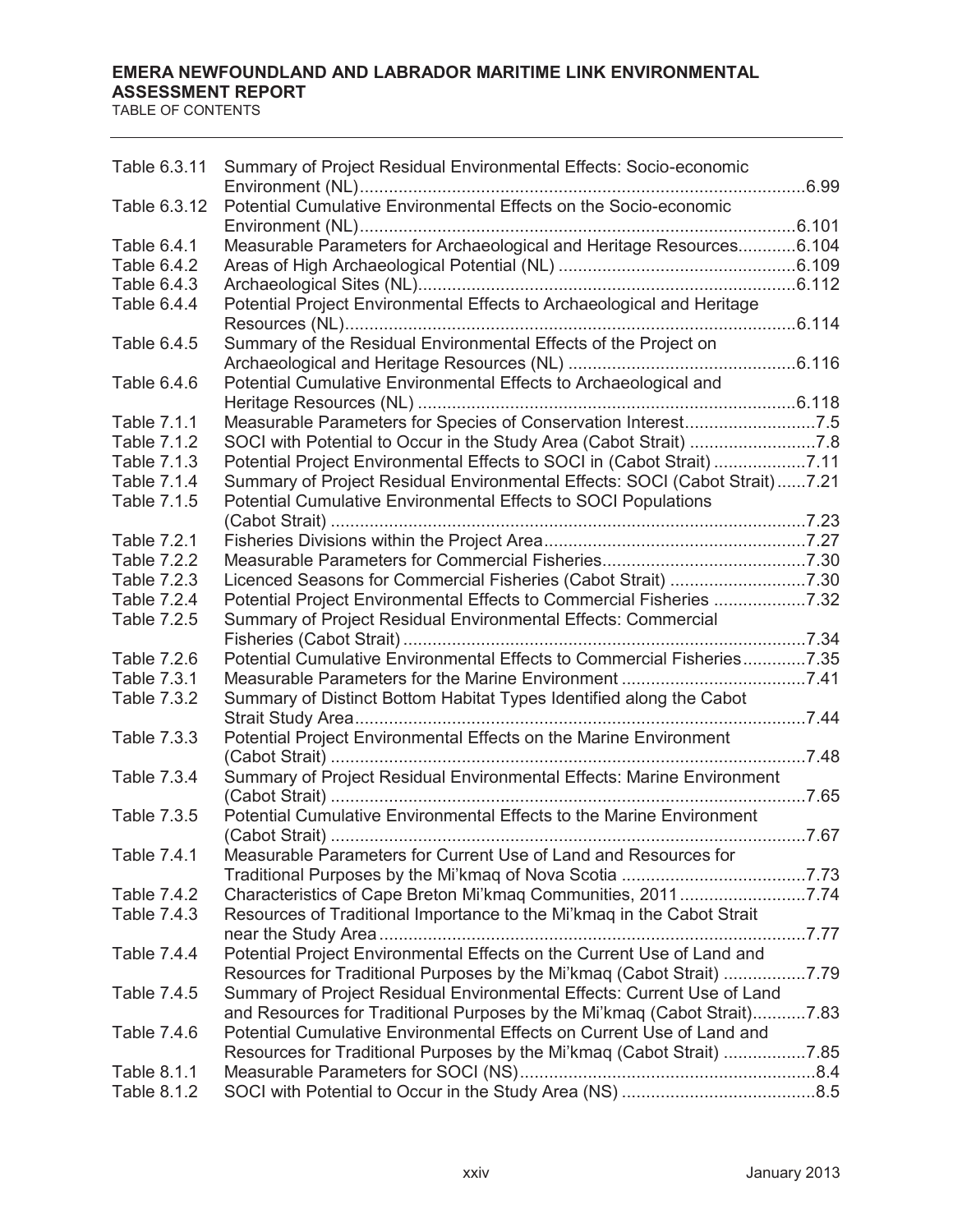| | | |
|---|---|---|
| Table 6.3.11 | Summary of Project Residual Environmental Effects: Socio-economic Environment (NL) | 6.99 |
| Table 6.3.12 | Potential Cumulative Environmental Effects on the Socio-economic Environment (NL) | 6.101 |
| Table 6.4.1 | Measurable Parameters for Archaeological and Heritage Resources | 6.104 |
| Table 6.4.2 | Areas of High Archaeological Potential (NL) | 6.109 |
| Table 6.4.3 | Archaeological Sites (NL) | 6.112 |
| Table 6.4.4 | Potential Project Environmental Effects to Archaeological and Heritage Resources (NL) | 6.114 |
| Table 6.4.5 | Summary of the Residual Environmental Effects of the Project on Archaeological and Heritage Resources (NL) | 6.116 |
| Table 6.4.6 | Potential Cumulative Environmental Effects to Archaeological and Heritage Resources (NL) | 6.118 |
| Table 7.1.1 | Measurable Parameters for Species of Conservation Interest | 7.5 |
| Table 7.1.2 | SOCI with Potential to Occur in the Study Area (Cabot Strait) | 7.8 |
| Table 7.1.3 | Potential Project Environmental Effects to SOCI in (Cabot Strait) | 7.11 |
| Table 7.1.4 | Summary of Project Residual Environmental Effects: SOCI (Cabot Strait) | 7.21 |
| Table 7.1.5 | Potential Cumulative Environmental Effects to SOCI Populations (Cabot Strait) | 7.23 |
| Table 7.2.1 | Fisheries Divisions within the Project Area | 7.27 |
| Table 7.2.2 | Measurable Parameters for Commercial Fisheries | 7.30 |
| Table 7.2.3 | Licenced Seasons for Commercial Fisheries (Cabot Strait) | 7.30 |
| Table 7.2.4 | Potential Project Environmental Effects to Commercial Fisheries | 7.32 |
| Table 7.2.5 | Summary of Project Residual Environmental Effects: Commercial Fisheries (Cabot Strait) | 7.34 |
| Table 7.2.6 | Potential Cumulative Environmental Effects to Commercial Fisheries | 7.35 |
| Table 7.3.1 | Measurable Parameters for the Marine Environment | 7.41 |
| Table 7.3.2 | Summary of Distinct Bottom Habitat Types Identified along the Cabot Strait Study Area | 7.44 |
| Table 7.3.3 | Potential Project Environmental Effects on the Marine Environment (Cabot Strait) | 7.48 |
| Table 7.3.4 | Summary of Project Residual Environmental Effects: Marine Environment (Cabot Strait) | 7.65 |
| Table 7.3.5 | Potential Cumulative Environmental Effects to the Marine Environment (Cabot Strait) | 7.67 |
| Table 7.4.1 | Measurable Parameters for Current Use of Land and Resources for Traditional Purposes by the Mi'kmaq of Nova Scotia | 7.73 |
| Table 7.4.2 | Characteristics of Cape Breton Mi'kmaq Communities, 2011 | 7.74 |
| Table 7.4.3 | Resources of Traditional Importance to the Mi'kmaq in the Cabot Strait near the Study Area | 7.77 |
| Table 7.4.4 | Potential Project Environmental Effects on the Current Use of Land and Resources for Traditional Purposes by the Mi'kmaq (Cabot Strait) | 7.79 |
| Table 7.4.5 | Summary of Project Residual Environmental Effects: Current Use of Land and Resources for Traditional Purposes by the Mi'kmaq (Cabot Strait) | 7.83 |
| Table 7.4.6 | Potential Cumulative Environmental Effects on Current Use of Land and Resources for Traditional Purposes by the Mi'kmaq (Cabot Strait) | 7.85 |
| Table 8.1.1 | Measurable Parameters for SOCI (NS) | 8.4 |
| Table 8.1.2 | SOCI with Potential to Occur in the Study Area (NS) | 8.5 |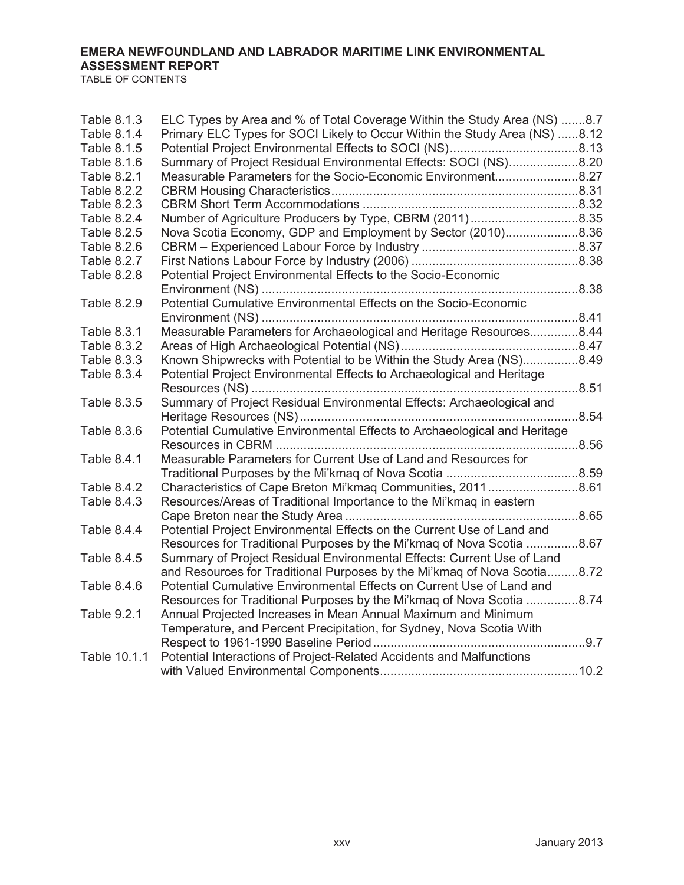Table 8.1.3 ELC Types by Area and % of Total Coverage Within the Study Area (NS) .......8.7
Table 8.1.4 Primary ELC Types for SOCI Likely to Occur Within the Study Area (NS) ......8.12
Table 8.1.5 Potential Project Environmental Effects to SOCI (NS).....................................8.13
Table 8.1.6 Summary of Project Residual Environmental Effects: SOCI (NS)....................8.20
Table 8.2.1 Measurable Parameters for the Socio-Economic Environment........................8.27
Table 8.2.2 CBRM Housing Characteristics.......................................................................8.31
Table 8.2.3 CBRM Short Term Accommodations ..............................................................8.32
Table 8.2.4 Number of Agriculture Producers by Type, CBRM (2011)...............................8.35
Table 8.2.5 Nova Scotia Economy, GDP and Employment by Sector (2010).....................8.36
Table 8.2.6 CBRM – Experienced Labour Force by Industry .............................................8.37
Table 8.2.7 First Nations Labour Force by Industry (2006) ................................................8.38
Table 8.2.8 Potential Project Environmental Effects to the Socio-Economic Environment (NS) ...........................................................................................8.38
Table 8.2.9 Potential Cumulative Environmental Effects on the Socio-Economic Environment (NS) ...........................................................................................8.41
Table 8.3.1 Measurable Parameters for Archaeological and Heritage Resources..............8.44
Table 8.3.2 Areas of High Archaeological Potential (NS)...................................................8.47
Table 8.3.3 Known Shipwrecks with Potential to be Within the Study Area (NS)................8.49
Table 8.3.4 Potential Project Environmental Effects to Archaeological and Heritage Resources (NS) ..............................................................................................8.51
Table 8.3.5 Summary of Project Residual Environmental Effects: Archaeological and Heritage Resources (NS)................................................................................8.54
Table 8.3.6 Potential Cumulative Environmental Effects to Archaeological and Heritage Resources in CBRM .......................................................................................8.56
Table 8.4.1 Measurable Parameters for Current Use of Land and Resources for Traditional Purposes by the Mi'kmaq of Nova Scotia ......................................8.59
Table 8.4.2 Characteristics of Cape Breton Mi'kmaq Communities, 2011..........................8.61
Table 8.4.3 Resources/Areas of Traditional Importance to the Mi'kmaq in eastern Cape Breton near the Study Area ...................................................................8.65
Table 8.4.4 Potential Project Environmental Effects on the Current Use of Land and Resources for Traditional Purposes by the Mi'kmaq of Nova Scotia ...............8.67
Table 8.4.5 Summary of Project Residual Environmental Effects: Current Use of Land and Resources for Traditional Purposes by the Mi'kmaq of Nova Scotia.........8.72
Table 8.4.6 Potential Cumulative Environmental Effects on Current Use of Land and Resources for Traditional Purposes by the Mi'kmaq of Nova Scotia ...............8.74
Table 9.2.1 Annual Projected Increases in Mean Annual Maximum and Minimum Temperature, and Percent Precipitation, for Sydney, Nova Scotia With Respect to 1961-1990 Baseline Period.............................................................9.7
Table 10.1.1 Potential Interactions of Project-Related Accidents and Malfunctions with Valued Environmental Components.........................................................10.2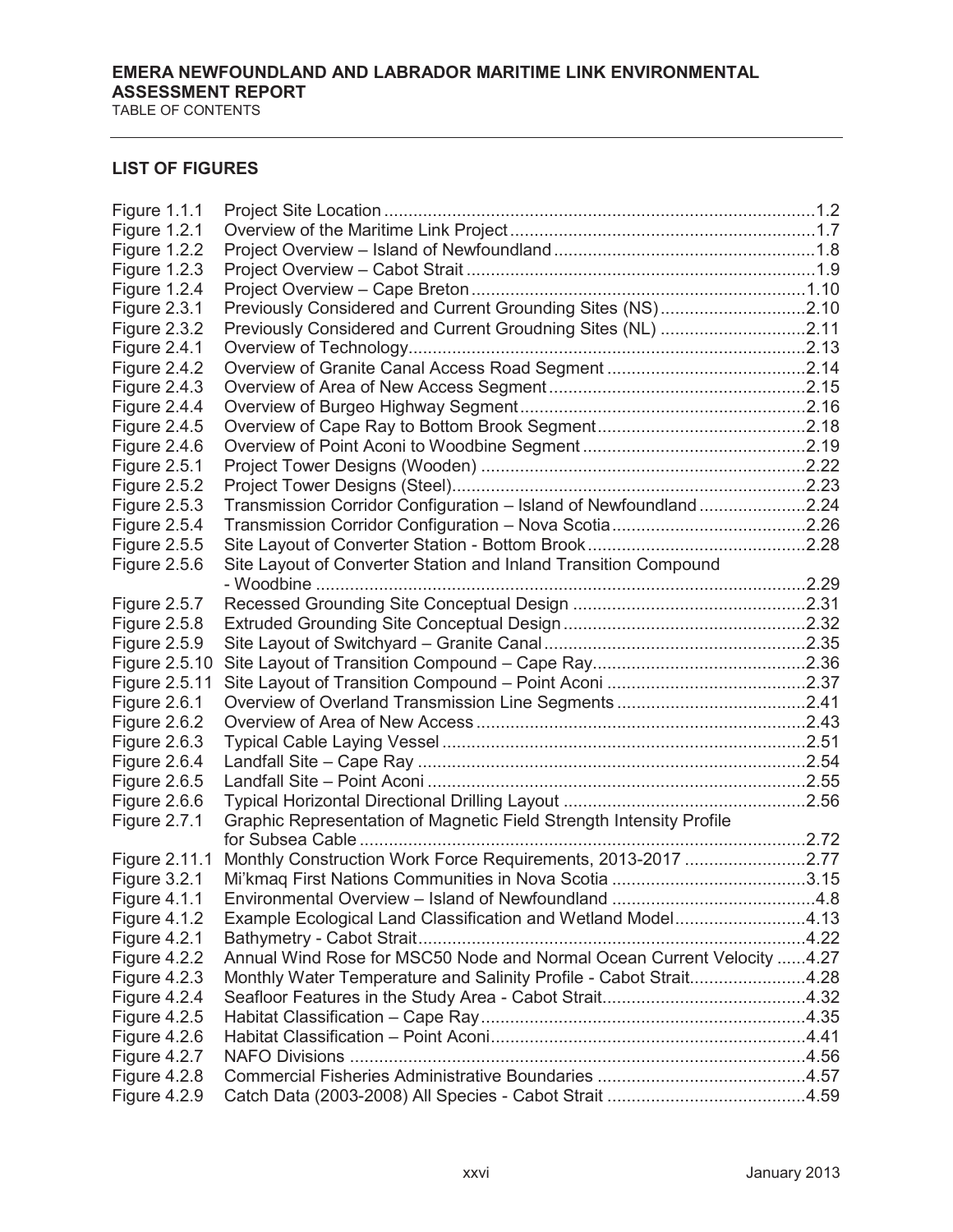## LIST OF FIGURES

| Figure | Title | Page |
|---|---|---|
| Figure 1.1.1 | Project Site Location | 1.2 |
| Figure 1.2.1 | Overview of the Maritime Link Project | 1.7 |
| Figure 1.2.2 | Project Overview – Island of Newfoundland | 1.8 |
| Figure 1.2.3 | Project Overview – Cabot Strait | 1.9 |
| Figure 1.2.4 | Project Overview – Cape Breton | 1.10 |
| Figure 2.3.1 | Previously Considered and Current Grounding Sites (NS) | 2.10 |
| Figure 2.3.2 | Previously Considered and Current Groudning Sites (NL) | 2.11 |
| Figure 2.4.1 | Overview of Technology | 2.13 |
| Figure 2.4.2 | Overview of Granite Canal Access Road Segment | 2.14 |
| Figure 2.4.3 | Overview of Area of New Access Segment | 2.15 |
| Figure 2.4.4 | Overview of Burgeo Highway Segment | 2.16 |
| Figure 2.4.5 | Overview of Cape Ray to Bottom Brook Segment | 2.18 |
| Figure 2.4.6 | Overview of Point Aconi to Woodbine Segment | 2.19 |
| Figure 2.5.1 | Project Tower Designs (Wooden) | 2.22 |
| Figure 2.5.2 | Project Tower Designs (Steel) | 2.23 |
| Figure 2.5.3 | Transmission Corridor Configuration – Island of Newfoundland | 2.24 |
| Figure 2.5.4 | Transmission Corridor Configuration – Nova Scotia | 2.26 |
| Figure 2.5.5 | Site Layout of Converter Station - Bottom Brook | 2.28 |
| Figure 2.5.6 | Site Layout of Converter Station and Inland Transition Compound - Woodbine | 2.29 |
| Figure 2.5.7 | Recessed Grounding Site Conceptual Design | 2.31 |
| Figure 2.5.8 | Extruded Grounding Site Conceptual Design | 2.32 |
| Figure 2.5.9 | Site Layout of Switchyard – Granite Canal | 2.35 |
| Figure 2.5.10 | Site Layout of Transition Compound – Cape Ray | 2.36 |
| Figure 2.5.11 | Site Layout of Transition Compound – Point Aconi | 2.37 |
| Figure 2.6.1 | Overview of Overland Transmission Line Segments | 2.41 |
| Figure 2.6.2 | Overview of Area of New Access | 2.43 |
| Figure 2.6.3 | Typical Cable Laying Vessel | 2.51 |
| Figure 2.6.4 | Landfall Site – Cape Ray | 2.54 |
| Figure 2.6.5 | Landfall Site – Point Aconi | 2.55 |
| Figure 2.6.6 | Typical Horizontal Directional Drilling Layout | 2.56 |
| Figure 2.7.1 | Graphic Representation of Magnetic Field Strength Intensity Profile for Subsea Cable | 2.72 |
| Figure 2.11.1 | Monthly Construction Work Force Requirements, 2013-2017 | 2.77 |
| Figure 3.2.1 | Mi'kmaq First Nations Communities in Nova Scotia | 3.15 |
| Figure 4.1.1 | Environmental Overview – Island of Newfoundland | 4.8 |
| Figure 4.1.2 | Example Ecological Land Classification and Wetland Model | 4.13 |
| Figure 4.2.1 | Bathymetry - Cabot Strait | 4.22 |
| Figure 4.2.2 | Annual Wind Rose for MSC50 Node and Normal Ocean Current Velocity | 4.27 |
| Figure 4.2.3 | Monthly Water Temperature and Salinity Profile - Cabot Strait | 4.28 |
| Figure 4.2.4 | Seafloor Features in the Study Area - Cabot Strait | 4.32 |
| Figure 4.2.5 | Habitat Classification – Cape Ray | 4.35 |
| Figure 4.2.6 | Habitat Classification – Point Aconi | 4.41 |
| Figure 4.2.7 | NAFO Divisions | 4.56 |
| Figure 4.2.8 | Commercial Fisheries Administrative Boundaries | 4.57 |
| Figure 4.2.9 | Catch Data (2003-2008) All Species - Cabot Strait | 4.59 |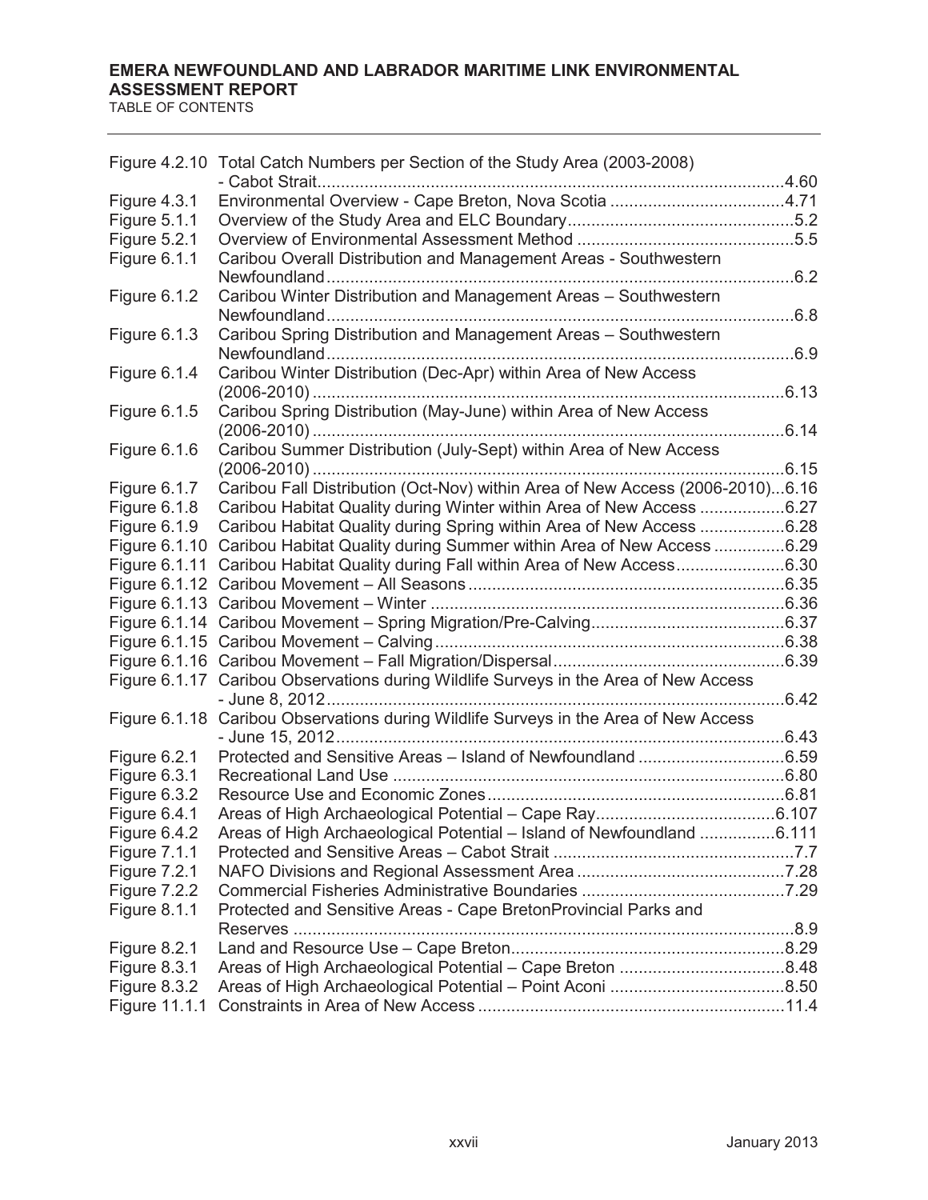| | | |
|---|---|---|
| Figure 4.2.10 | Total Catch Numbers per Section of the Study Area (2003-2008) - Cabot Strait | 4.60 |
| Figure 4.3.1 | Environmental Overview - Cape Breton, Nova Scotia | 4.71 |
| Figure 5.1.1 | Overview of the Study Area and ELC Boundary | 5.2 |
| Figure 5.2.1 | Overview of Environmental Assessment Method | 5.5 |
| Figure 6.1.1 | Caribou Overall Distribution and Management Areas - Southwestern Newfoundland | 6.2 |
| Figure 6.1.2 | Caribou Winter Distribution and Management Areas – Southwestern Newfoundland | 6.8 |
| Figure 6.1.3 | Caribou Spring Distribution and Management Areas – Southwestern Newfoundland | 6.9 |
| Figure 6.1.4 | Caribou Winter Distribution (Dec-Apr) within Area of New Access (2006-2010) | 6.13 |
| Figure 6.1.5 | Caribou Spring Distribution (May-June) within Area of New Access (2006-2010) | 6.14 |
| Figure 6.1.6 | Caribou Summer Distribution (July-Sept) within Area of New Access (2006-2010) | 6.15 |
| Figure 6.1.7 | Caribou Fall Distribution (Oct-Nov) within Area of New Access (2006-2010) | 6.16 |
| Figure 6.1.8 | Caribou Habitat Quality during Winter within Area of New Access | 6.27 |
| Figure 6.1.9 | Caribou Habitat Quality during Spring within Area of New Access | 6.28 |
| Figure 6.1.10 | Caribou Habitat Quality during Summer within Area of New Access | 6.29 |
| Figure 6.1.11 | Caribou Habitat Quality during Fall within Area of New Access | 6.30 |
| Figure 6.1.12 | Caribou Movement – All Seasons | 6.35 |
| Figure 6.1.13 | Caribou Movement – Winter | 6.36 |
| Figure 6.1.14 | Caribou Movement – Spring Migration/Pre-Calving | 6.37 |
| Figure 6.1.15 | Caribou Movement – Calving | 6.38 |
| Figure 6.1.16 | Caribou Movement – Fall Migration/Dispersal | 6.39 |
| Figure 6.1.17 | Caribou Observations during Wildlife Surveys in the Area of New Access - June 8, 2012 | 6.42 |
| Figure 6.1.18 | Caribou Observations during Wildlife Surveys in the Area of New Access - June 15, 2012 | 6.43 |
| Figure 6.2.1 | Protected and Sensitive Areas – Island of Newfoundland | 6.59 |
| Figure 6.3.1 | Recreational Land Use | 6.80 |
| Figure 6.3.2 | Resource Use and Economic Zones | 6.81 |
| Figure 6.4.1 | Areas of High Archaeological Potential – Cape Ray | 6.107 |
| Figure 6.4.2 | Areas of High Archaeological Potential – Island of Newfoundland | 6.111 |
| Figure 7.1.1 | Protected and Sensitive Areas – Cabot Strait | 7.7 |
| Figure 7.2.1 | NAFO Divisions and Regional Assessment Area | 7.28 |
| Figure 7.2.2 | Commercial Fisheries Administrative Boundaries | 7.29 |
| Figure 8.1.1 | Protected and Sensitive Areas - Cape BretonProvincial Parks and Reserves | 8.9 |
| Figure 8.2.1 | Land and Resource Use – Cape Breton | 8.29 |
| Figure 8.3.1 | Areas of High Archaeological Potential – Cape Breton | 8.48 |
| Figure 8.3.2 | Areas of High Archaeological Potential – Point Aconi | 8.50 |
| Figure 11.1.1 | Constraints in Area of New Access | 11.4 |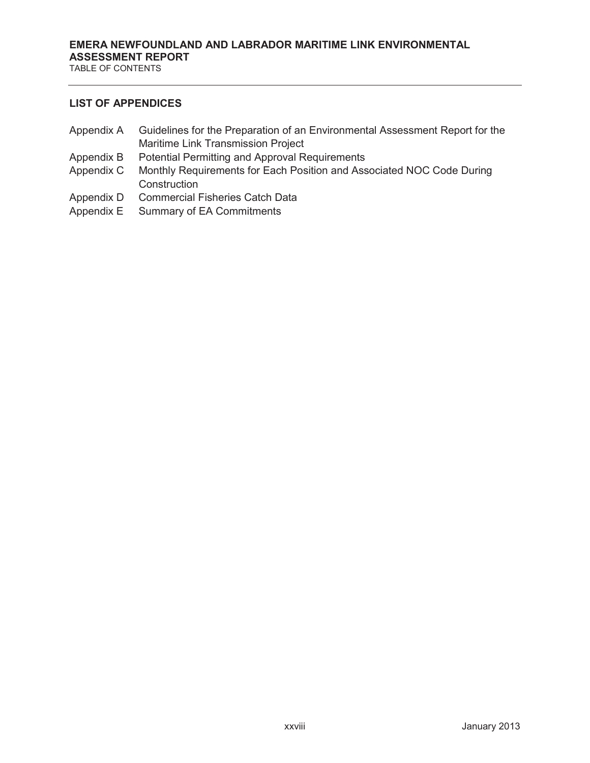## LIST OF APPENDICES

| | |
|---|---|
| Appendix A | Guidelines for the Preparation of an Environmental Assessment Report for the Maritime Link Transmission Project |
| Appendix B | Potential Permitting and Approval Requirements |
| Appendix C | Monthly Requirements for Each Position and Associated NOC Code During Construction |
| Appendix D | Commercial Fisheries Catch Data |
| Appendix E | Summary of EA Commitments |